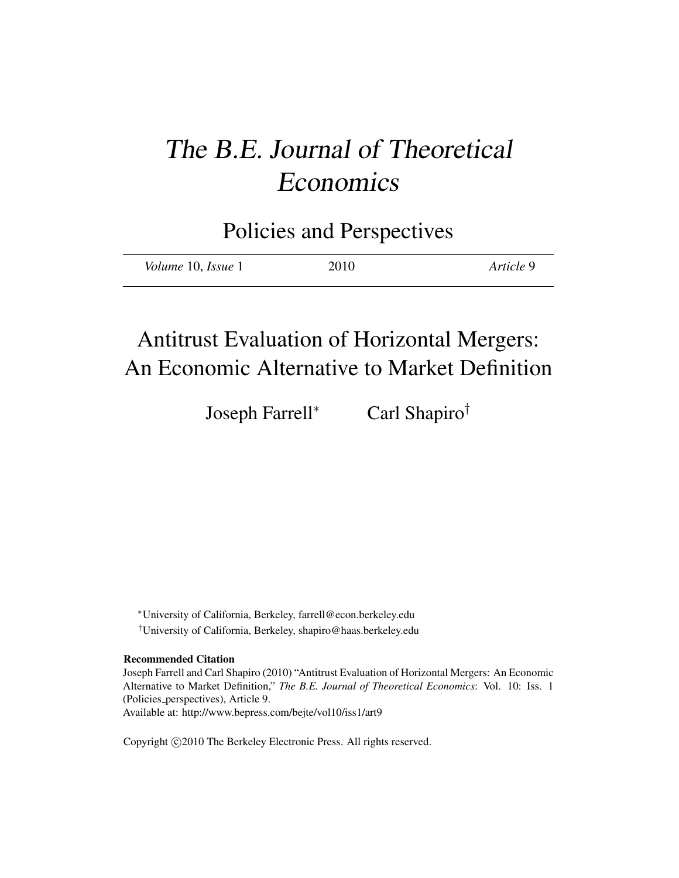# *The B.E. Journal of Theoretical Economics*

## Policies and Perspectives

| *Volume* 10, *Issue* 1 | 2010 | *Article* 9 |
|---|---|---|

# Antitrust Evaluation of Horizontal Mergers: An Economic Alternative to Market Definition

Joseph Farrell[*] Carl Shapiro[†]

[*]University of California, Berkeley, farrell@econ.berkeley.edu

[†]University of California, Berkeley, shapiro@haas.berkeley.edu

**Recommended Citation**

Joseph Farrell and Carl Shapiro (2010) "Antitrust Evaluation of Horizontal Mergers: An Economic Alternative to Market Definition," *The B.E. Journal of Theoretical Economics*: Vol. 10: Iss. 1 (Policies_perspectives), Article 9.

Available at: http://www.bepress.com/bejte/vol10/iss1/art9

Copyright ©2010 The Berkeley Electronic Press. All rights reserved.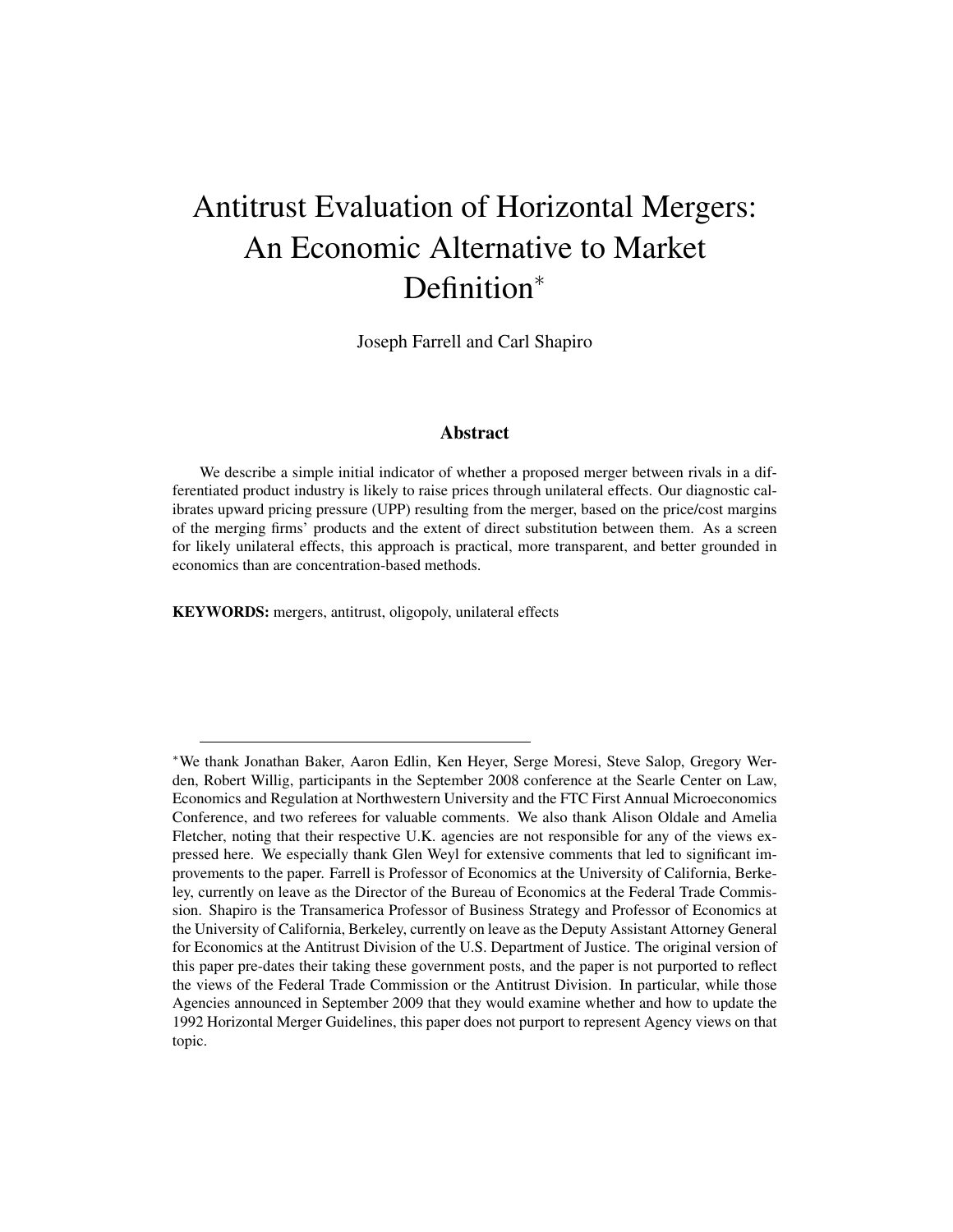# Antitrust Evaluation of Horizontal Mergers: An Economic Alternative to Market Definition*

Joseph Farrell and Carl Shapiro

## Abstract

We describe a simple initial indicator of whether a proposed merger between rivals in a differentiated product industry is likely to raise prices through unilateral effects. Our diagnostic calibrates upward pricing pressure (UPP) resulting from the merger, based on the price/cost margins of the merging firms' products and the extent of direct substitution between them. As a screen for likely unilateral effects, this approach is practical, more transparent, and better grounded in economics than are concentration-based methods.

**KEYWORDS:** mergers, antitrust, oligopoly, unilateral effects

---

*We thank Jonathan Baker, Aaron Edlin, Ken Heyer, Serge Moresi, Steve Salop, Gregory Werden, Robert Willig, participants in the September 2008 conference at the Searle Center on Law, Economics and Regulation at Northwestern University and the FTC First Annual Microeconomics Conference, and two referees for valuable comments. We also thank Alison Oldale and Amelia Fletcher, noting that their respective U.K. agencies are not responsible for any of the views expressed here. We especially thank Glen Weyl for extensive comments that led to significant improvements to the paper. Farrell is Professor of Economics at the University of California, Berkeley, currently on leave as the Director of the Bureau of Economics at the Federal Trade Commission. Shapiro is the Transamerica Professor of Business Strategy and Professor of Economics at the University of California, Berkeley, currently on leave as the Deputy Assistant Attorney General for Economics at the Antitrust Division of the U.S. Department of Justice. The original version of this paper pre-dates their taking these government posts, and the paper is not purported to reflect the views of the Federal Trade Commission or the Antitrust Division. In particular, while those Agencies announced in September 2009 that they would examine whether and how to update the 1992 Horizontal Merger Guidelines, this paper does not purport to represent Agency views on that topic.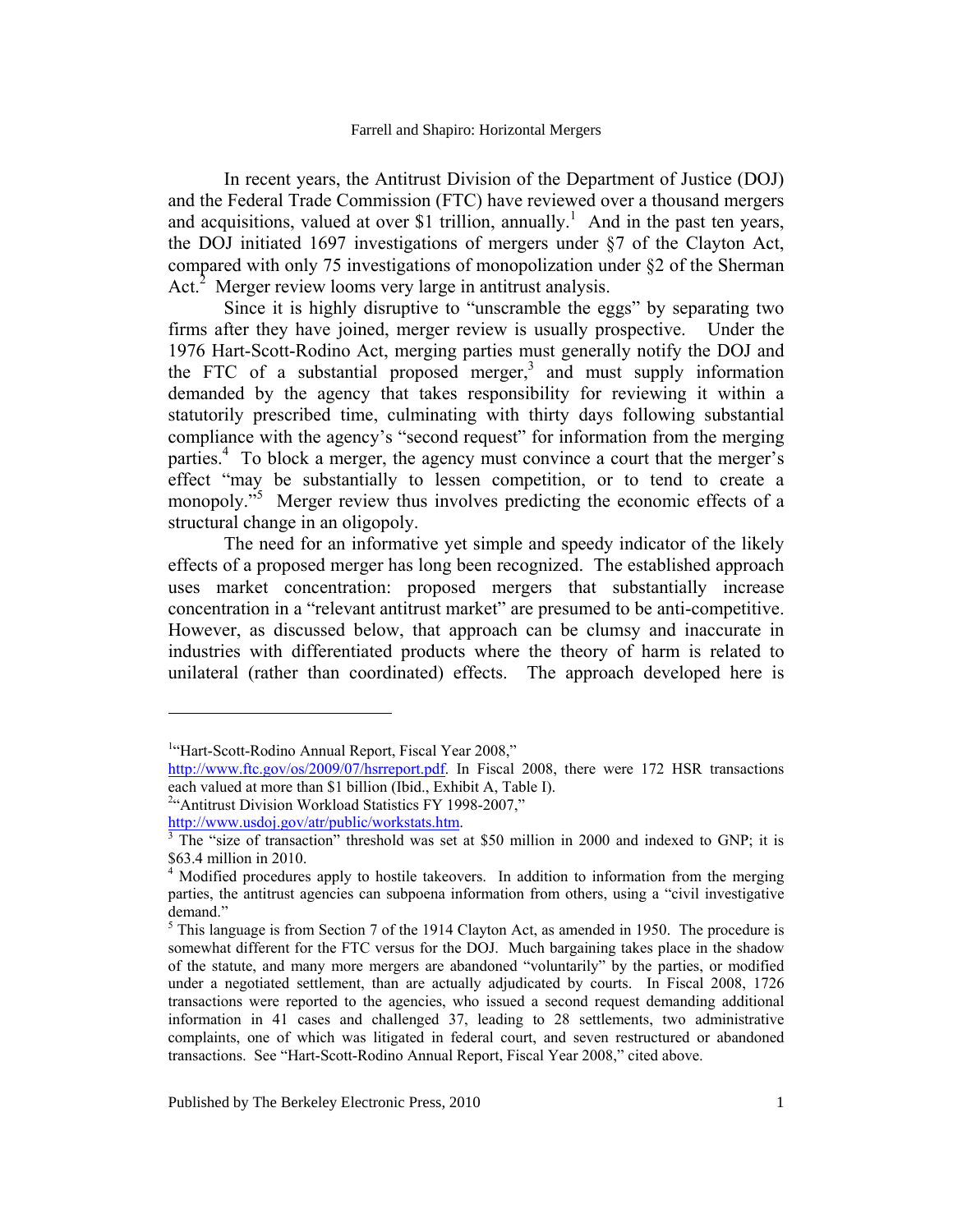In recent years, the Antitrust Division of the Department of Justice (DOJ) and the Federal Trade Commission (FTC) have reviewed over a thousand mergers and acquisitions, valued at over $1 trillion, annually.[1] And in the past ten years, the DOJ initiated 1697 investigations of mergers under §7 of the Clayton Act, compared with only 75 investigations of monopolization under §2 of the Sherman Act.[2] Merger review looms very large in antitrust analysis.

Since it is highly disruptive to "unscramble the eggs" by separating two firms after they have joined, merger review is usually prospective. Under the 1976 Hart-Scott-Rodino Act, merging parties must generally notify the DOJ and the FTC of a substantial proposed merger,[3] and must supply information demanded by the agency that takes responsibility for reviewing it within a statutorily prescribed time, culminating with thirty days following substantial compliance with the agency's "second request" for information from the merging parties.[4] To block a merger, the agency must convince a court that the merger's effect "may be substantially to lessen competition, or to tend to create a monopoly."[5] Merger review thus involves predicting the economic effects of a structural change in an oligopoly.

The need for an informative yet simple and speedy indicator of the likely effects of a proposed merger has long been recognized. The established approach uses market concentration: proposed mergers that substantially increase concentration in a "relevant antitrust market" are presumed to be anti-competitive. However, as discussed below, that approach can be clumsy and inaccurate in industries with differentiated products where the theory of harm is related to unilateral (rather than coordinated) effects. The approach developed here is

---

[1] "Hart-Scott-Rodino Annual Report, Fiscal Year 2008," http://www.ftc.gov/os/2009/07/hsrreport.pdf. In Fiscal 2008, there were 172 HSR transactions each valued at more than $1 billion (Ibid., Exhibit A, Table I).

[2] "Antitrust Division Workload Statistics FY 1998-2007," http://www.usdoj.gov/atr/public/workstats.htm.

[3] The "size of transaction" threshold was set at $50 million in 2000 and indexed to GNP; it is $63.4 million in 2010.

[4] Modified procedures apply to hostile takeovers. In addition to information from the merging parties, the antitrust agencies can subpoena information from others, using a "civil investigative demand."

[5] This language is from Section 7 of the 1914 Clayton Act, as amended in 1950. The procedure is somewhat different for the FTC versus for the DOJ. Much bargaining takes place in the shadow of the statute, and many more mergers are abandoned "voluntarily" by the parties, or modified under a negotiated settlement, than are actually adjudicated by courts. In Fiscal 2008, 1726 transactions were reported to the agencies, who issued a second request demanding additional information in 41 cases and challenged 37, leading to 28 settlements, two administrative complaints, one of which was litigated in federal court, and seven restructured or abandoned transactions. See "Hart-Scott-Rodino Annual Report, Fiscal Year 2008," cited above.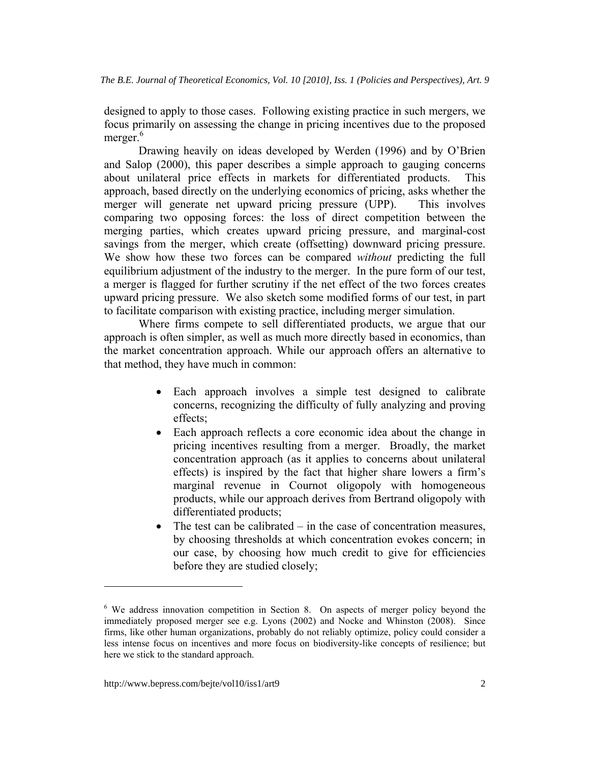designed to apply to those cases. Following existing practice in such mergers, we focus primarily on assessing the change in pricing incentives due to the proposed merger.[6]

Drawing heavily on ideas developed by Werden (1996) and by O'Brien and Salop (2000), this paper describes a simple approach to gauging concerns about unilateral price effects in markets for differentiated products. This approach, based directly on the underlying economics of pricing, asks whether the merger will generate net upward pricing pressure (UPP). This involves comparing two opposing forces: the loss of direct competition between the merging parties, which creates upward pricing pressure, and marginal-cost savings from the merger, which create (offsetting) downward pricing pressure. We show how these two forces can be compared *without* predicting the full equilibrium adjustment of the industry to the merger. In the pure form of our test, a merger is flagged for further scrutiny if the net effect of the two forces creates upward pricing pressure. We also sketch some modified forms of our test, in part to facilitate comparison with existing practice, including merger simulation.

Where firms compete to sell differentiated products, we argue that our approach is often simpler, as well as much more directly based in economics, than the market concentration approach. While our approach offers an alternative to that method, they have much in common:

- Each approach involves a simple test designed to calibrate concerns, recognizing the difficulty of fully analyzing and proving effects;
- Each approach reflects a core economic idea about the change in pricing incentives resulting from a merger. Broadly, the market concentration approach (as it applies to concerns about unilateral effects) is inspired by the fact that higher share lowers a firm's marginal revenue in Cournot oligopoly with homogeneous products, while our approach derives from Bertrand oligopoly with differentiated products;
- The test can be calibrated – in the case of concentration measures, by choosing thresholds at which concentration evokes concern; in our case, by choosing how much credit to give for efficiencies before they are studied closely;

---

[6] We address innovation competition in Section 8. On aspects of merger policy beyond the immediately proposed merger see e.g. Lyons (2002) and Nocke and Whinston (2008). Since firms, like other human organizations, probably do not reliably optimize, policy could consider a less intense focus on incentives and more focus on biodiversity-like concepts of resilience; but here we stick to the standard approach.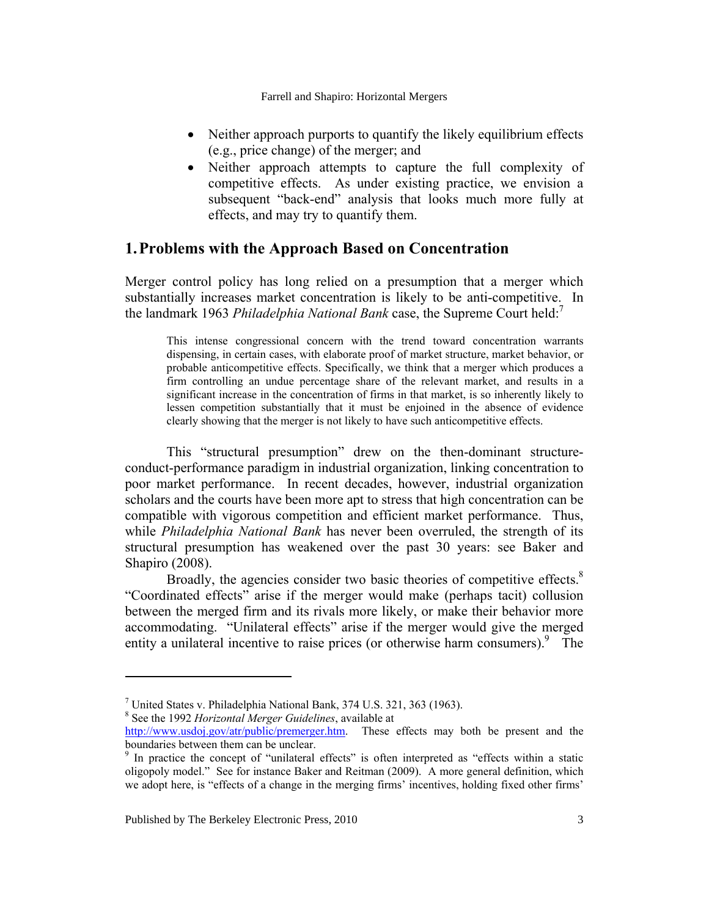- Neither approach purports to quantify the likely equilibrium effects (e.g., price change) of the merger; and
- Neither approach attempts to capture the full complexity of competitive effects. As under existing practice, we envision a subsequent "back-end" analysis that looks much more fully at effects, and may try to quantify them.

## 1. Problems with the Approach Based on Concentration

Merger control policy has long relied on a presumption that a merger which substantially increases market concentration is likely to be anti-competitive. In the landmark 1963 *Philadelphia National Bank* case, the Supreme Court held:[7]

> This intense congressional concern with the trend toward concentration warrants dispensing, in certain cases, with elaborate proof of market structure, market behavior, or probable anticompetitive effects. Specifically, we think that a merger which produces a firm controlling an undue percentage share of the relevant market, and results in a significant increase in the concentration of firms in that market, is so inherently likely to lessen competition substantially that it must be enjoined in the absence of evidence clearly showing that the merger is not likely to have such anticompetitive effects.

This "structural presumption" drew on the then-dominant structure-conduct-performance paradigm in industrial organization, linking concentration to poor market performance. In recent decades, however, industrial organization scholars and the courts have been more apt to stress that high concentration can be compatible with vigorous competition and efficient market performance. Thus, while *Philadelphia National Bank* has never been overruled, the strength of its structural presumption has weakened over the past 30 years: see Baker and Shapiro (2008).

Broadly, the agencies consider two basic theories of competitive effects.[8] "Coordinated effects" arise if the merger would make (perhaps tacit) collusion between the merged firm and its rivals more likely, or make their behavior more accommodating. "Unilateral effects" arise if the merger would give the merged entity a unilateral incentive to raise prices (or otherwise harm consumers).[9] The

---

[7] United States v. Philadelphia National Bank, 374 U.S. 321, 363 (1963).

[8] See the 1992 *Horizontal Merger Guidelines*, available at http://www.usdoj.gov/atr/public/premerger.htm. These effects may both be present and the boundaries between them can be unclear.

[9] In practice the concept of "unilateral effects" is often interpreted as "effects within a static oligopoly model." See for instance Baker and Reitman (2009). A more general definition, which we adopt here, is "effects of a change in the merging firms' incentives, holding fixed other firms'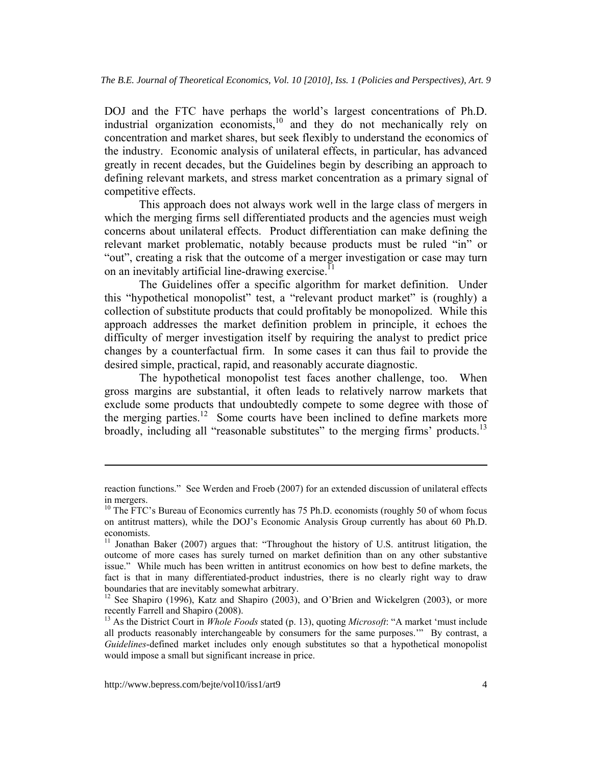DOJ and the FTC have perhaps the world's largest concentrations of Ph.D. industrial organization economists,[10] and they do not mechanically rely on concentration and market shares, but seek flexibly to understand the economics of the industry. Economic analysis of unilateral effects, in particular, has advanced greatly in recent decades, but the Guidelines begin by describing an approach to defining relevant markets, and stress market concentration as a primary signal of competitive effects.

This approach does not always work well in the large class of mergers in which the merging firms sell differentiated products and the agencies must weigh concerns about unilateral effects. Product differentiation can make defining the relevant market problematic, notably because products must be ruled "in" or "out", creating a risk that the outcome of a merger investigation or case may turn on an inevitably artificial line-drawing exercise.[11]

The Guidelines offer a specific algorithm for market definition. Under this "hypothetical monopolist" test, a "relevant product market" is (roughly) a collection of substitute products that could profitably be monopolized. While this approach addresses the market definition problem in principle, it echoes the difficulty of merger investigation itself by requiring the analyst to predict price changes by a counterfactual firm. In some cases it can thus fail to provide the desired simple, practical, rapid, and reasonably accurate diagnostic.

The hypothetical monopolist test faces another challenge, too. When gross margins are substantial, it often leads to relatively narrow markets that exclude some products that undoubtedly compete to some degree with those of the merging parties.[12] Some courts have been inclined to define markets more broadly, including all "reasonable substitutes" to the merging firms' products.[13]

---

reaction functions." See Werden and Froeb (2007) for an extended discussion of unilateral effects in mergers.

[10] The FTC's Bureau of Economics currently has 75 Ph.D. economists (roughly 50 of whom focus on antitrust matters), while the DOJ's Economic Analysis Group currently has about 60 Ph.D. economists.

[11] Jonathan Baker (2007) argues that: "Throughout the history of U.S. antitrust litigation, the outcome of more cases has surely turned on market definition than on any other substantive issue." While much has been written in antitrust economics on how best to define markets, the fact is that in many differentiated-product industries, there is no clearly right way to draw boundaries that are inevitably somewhat arbitrary.

[12] See Shapiro (1996), Katz and Shapiro (2003), and O'Brien and Wickelgren (2003), or more recently Farrell and Shapiro (2008).

[13] As the District Court in *Whole Foods* stated (p. 13), quoting *Microsoft*: "A market 'must include all products reasonably interchangeable by consumers for the same purposes.'" By contrast, a *Guidelines*-defined market includes only enough substitutes so that a hypothetical monopolist would impose a small but significant increase in price.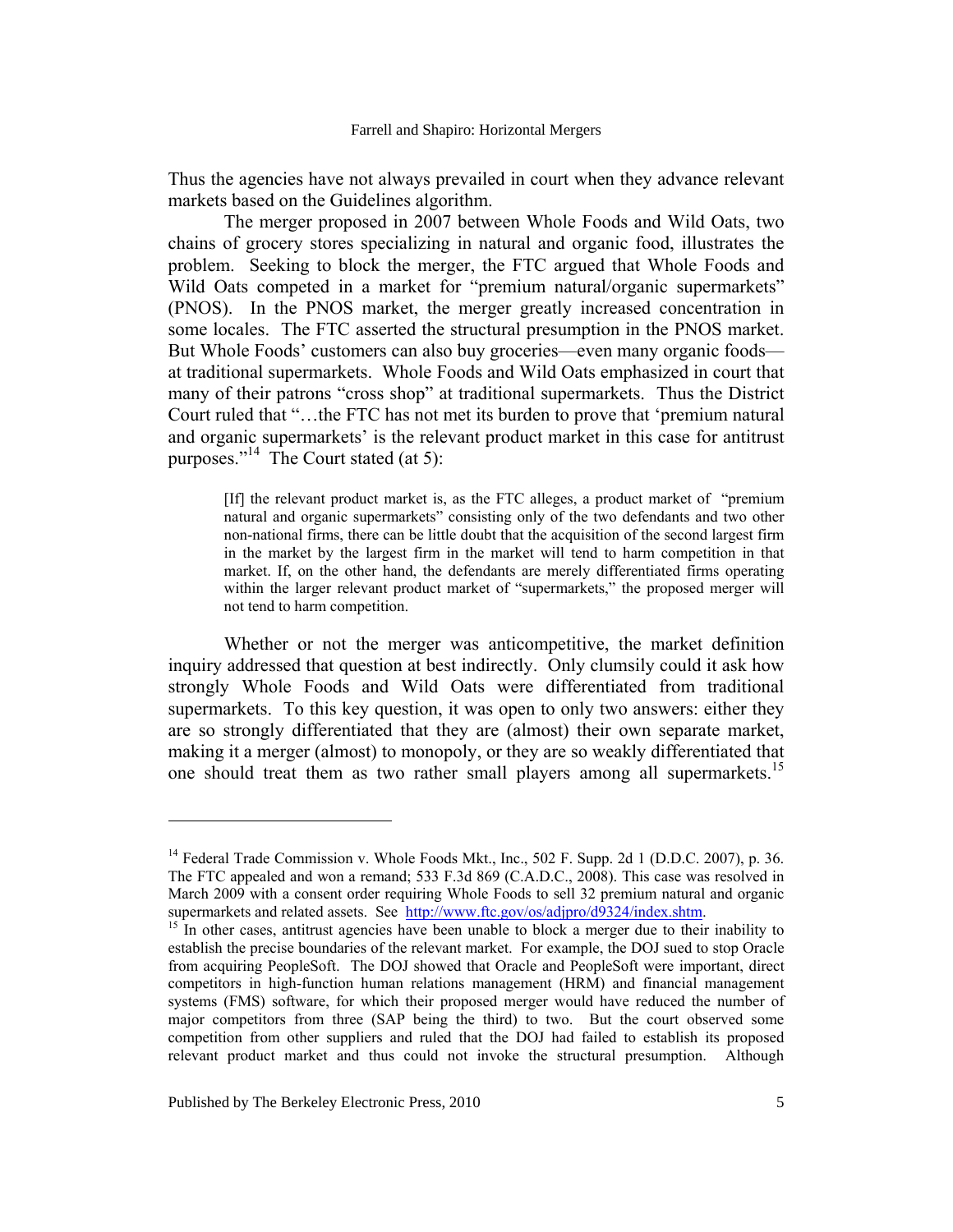Thus the agencies have not always prevailed in court when they advance relevant markets based on the Guidelines algorithm.

The merger proposed in 2007 between Whole Foods and Wild Oats, two chains of grocery stores specializing in natural and organic food, illustrates the problem. Seeking to block the merger, the FTC argued that Whole Foods and Wild Oats competed in a market for "premium natural/organic supermarkets" (PNOS). In the PNOS market, the merger greatly increased concentration in some locales. The FTC asserted the structural presumption in the PNOS market. But Whole Foods' customers can also buy groceries—even many organic foods—at traditional supermarkets. Whole Foods and Wild Oats emphasized in court that many of their patrons "cross shop" at traditional supermarkets. Thus the District Court ruled that "…the FTC has not met its burden to prove that 'premium natural and organic supermarkets' is the relevant product market in this case for antitrust purposes."[14] The Court stated (at 5):

> [If] the relevant product market is, as the FTC alleges, a product market of "premium natural and organic supermarkets" consisting only of the two defendants and two other non-national firms, there can be little doubt that the acquisition of the second largest firm in the market by the largest firm in the market will tend to harm competition in that market. If, on the other hand, the defendants are merely differentiated firms operating within the larger relevant product market of "supermarkets," the proposed merger will not tend to harm competition.

Whether or not the merger was anticompetitive, the market definition inquiry addressed that question at best indirectly. Only clumsily could it ask how strongly Whole Foods and Wild Oats were differentiated from traditional supermarkets. To this key question, it was open to only two answers: either they are so strongly differentiated that they are (almost) their own separate market, making it a merger (almost) to monopoly, or they are so weakly differentiated that one should treat them as two rather small players among all supermarkets.[15]

---

[14] Federal Trade Commission v. Whole Foods Mkt., Inc., 502 F. Supp. 2d 1 (D.D.C. 2007), p. 36. The FTC appealed and won a remand; 533 F.3d 869 (C.A.D.C., 2008). This case was resolved in March 2009 with a consent order requiring Whole Foods to sell 32 premium natural and organic supermarkets and related assets. See http://www.ftc.gov/os/adjpro/d9324/index.shtm.

[15] In other cases, antitrust agencies have been unable to block a merger due to their inability to establish the precise boundaries of the relevant market. For example, the DOJ sued to stop Oracle from acquiring PeopleSoft. The DOJ showed that Oracle and PeopleSoft were important, direct competitors in high-function human relations management (HRM) and financial management systems (FMS) software, for which their proposed merger would have reduced the number of major competitors from three (SAP being the third) to two. But the court observed some competition from other suppliers and ruled that the DOJ had failed to establish its proposed relevant product market and thus could not invoke the structural presumption. Although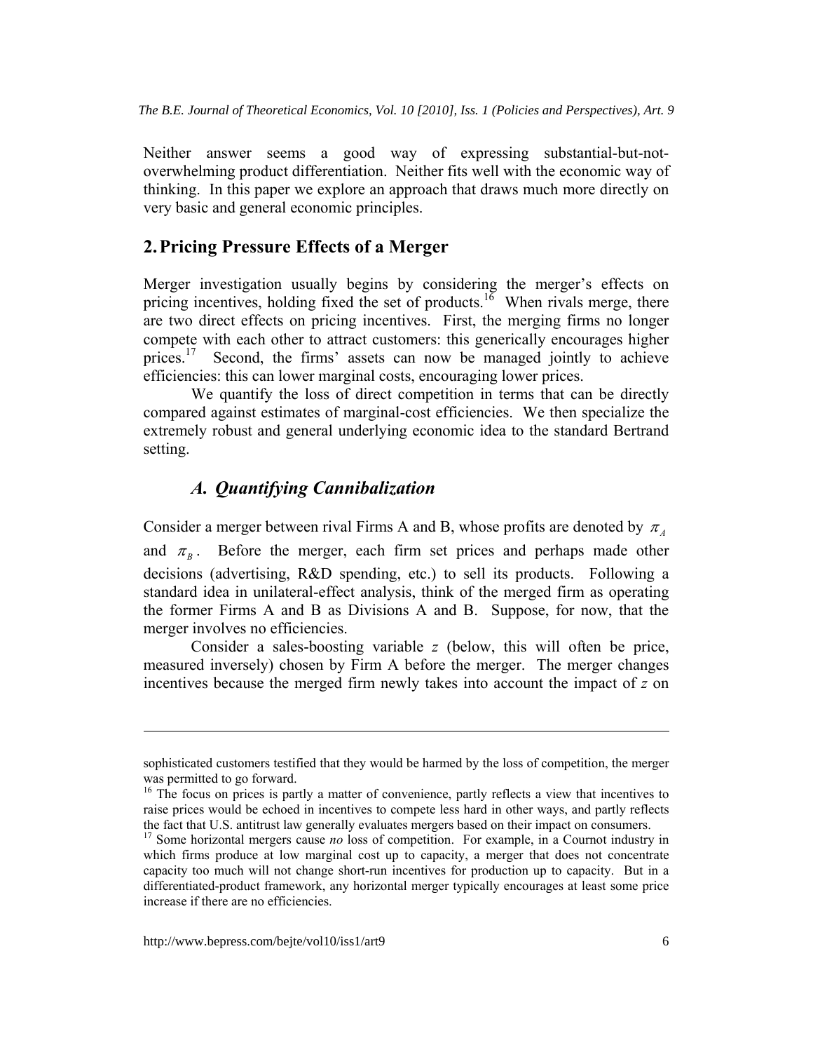Neither answer seems a good way of expressing substantial-but-not-overwhelming product differentiation. Neither fits well with the economic way of thinking. In this paper we explore an approach that draws much more directly on very basic and general economic principles.

## 2. Pricing Pressure Effects of a Merger

Merger investigation usually begins by considering the merger's effects on pricing incentives, holding fixed the set of products.[16] When rivals merge, there are two direct effects on pricing incentives. First, the merging firms no longer compete with each other to attract customers: this generically encourages higher prices.[17] Second, the firms' assets can now be managed jointly to achieve efficiencies: this can lower marginal costs, encouraging lower prices.

We quantify the loss of direct competition in terms that can be directly compared against estimates of marginal-cost efficiencies. We then specialize the extremely robust and general underlying economic idea to the standard Bertrand setting.

### *A. Quantifying Cannibalization*

Consider a merger between rival Firms A and B, whose profits are denoted by $\pi_A$ and $\pi_B$. Before the merger, each firm set prices and perhaps made other decisions (advertising, R&D spending, etc.) to sell its products. Following a standard idea in unilateral-effect analysis, think of the merged firm as operating the former Firms A and B as Divisions A and B. Suppose, for now, that the merger involves no efficiencies.

Consider a sales-boosting variable $z$ (below, this will often be price, measured inversely) chosen by Firm A before the merger. The merger changes incentives because the merged firm newly takes into account the impact of $z$ on

---

sophisticated customers testified that they would be harmed by the loss of competition, the merger was permitted to go forward.

[16] The focus on prices is partly a matter of convenience, partly reflects a view that incentives to raise prices would be echoed in incentives to compete less hard in other ways, and partly reflects the fact that U.S. antitrust law generally evaluates mergers based on their impact on consumers.

[17] Some horizontal mergers cause *no* loss of competition. For example, in a Cournot industry in which firms produce at low marginal cost up to capacity, a merger that does not concentrate capacity too much will not change short-run incentives for production up to capacity. But in a differentiated-product framework, any horizontal merger typically encourages at least some price increase if there are no efficiencies.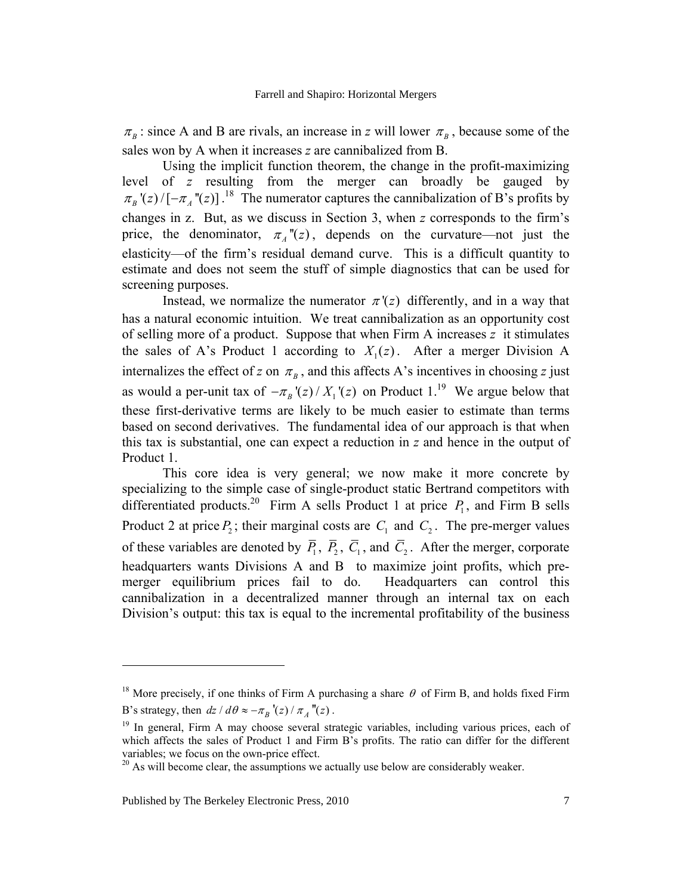$\pi_B$: since A and B are rivals, an increase in *z* will lower $\pi_B$, because some of the sales won by A when it increases *z* are cannibalized from B.

Using the implicit function theorem, the change in the profit-maximizing level of *z* resulting from the merger can broadly be gauged by $\pi_B'(z)/[-\pi_A''(z)]$.[18] The numerator captures the cannibalization of B's profits by changes in z. But, as we discuss in Section 3, when *z* corresponds to the firm's price, the denominator, $\pi_A''(z)$, depends on the curvature—not just the elasticity—of the firm's residual demand curve. This is a difficult quantity to estimate and does not seem the stuff of simple diagnostics that can be used for screening purposes.

Instead, we normalize the numerator $\pi'(z)$ differently, and in a way that has a natural economic intuition. We treat cannibalization as an opportunity cost of selling more of a product. Suppose that when Firm A increases *z* it stimulates the sales of A's Product 1 according to $X_1(z)$. After a merger Division A internalizes the effect of *z* on $\pi_B$, and this affects A's incentives in choosing *z* just as would a per-unit tax of $-\pi_B'(z)/X_1'(z)$ on Product 1.[19] We argue below that these first-derivative terms are likely to be much easier to estimate than terms based on second derivatives. The fundamental idea of our approach is that when this tax is substantial, one can expect a reduction in *z* and hence in the output of Product 1.

This core idea is very general; we now make it more concrete by specializing to the simple case of single-product static Bertrand competitors with differentiated products.[20] Firm A sells Product 1 at price $P_1$, and Firm B sells Product 2 at price $P_2$; their marginal costs are $C_1$ and $C_2$. The pre-merger values of these variables are denoted by $\overline{P}_1$, $\overline{P}_2$, $\overline{C}_1$, and $\overline{C}_2$. After the merger, corporate headquarters wants Divisions A and B to maximize joint profits, which pre-merger equilibrium prices fail to do. Headquarters can control this cannibalization in a decentralized manner through an internal tax on each Division's output: this tax is equal to the incremental profitability of the business

---

[18] More precisely, if one thinks of Firm A purchasing a share $\theta$ of Firm B, and holds fixed Firm B's strategy, then $dz/d\theta \approx -\pi_B'(z)/\pi_A''(z)$.

[19] In general, Firm A may choose several strategic variables, including various prices, each of which affects the sales of Product 1 and Firm B's profits. The ratio can differ for the different variables; we focus on the own-price effect.

[20] As will become clear, the assumptions we actually use below are considerably weaker.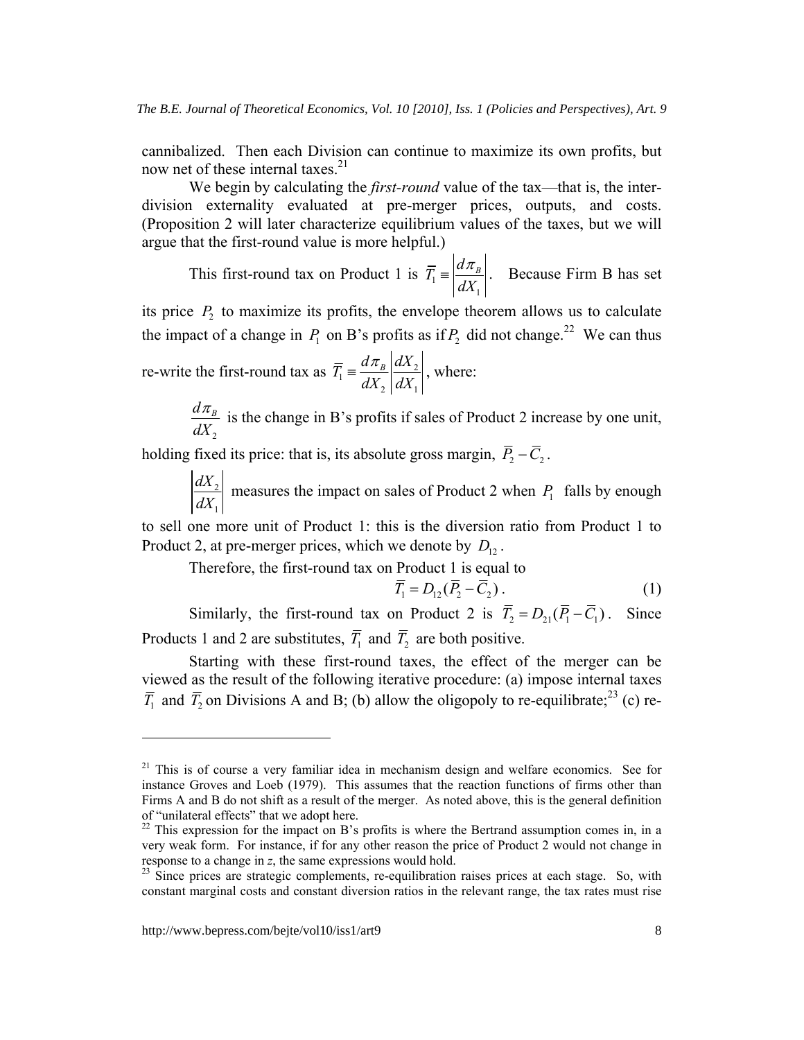cannibalized. Then each Division can continue to maximize its own profits, but now net of these internal taxes.[21]

We begin by calculating the *first-round* value of the tax—that is, the inter-division externality evaluated at pre-merger prices, outputs, and costs. (Proposition 2 will later characterize equilibrium values of the taxes, but we will argue that the first-round value is more helpful.)

This first-round tax on Product 1 is $\overline{T}_1 \equiv \left| \frac{d\pi_B}{dX_1} \right|$. Because Firm B has set its price $P_2$ to maximize its profits, the envelope theorem allows us to calculate the impact of a change in $P_1$ on B's profits as if $P_2$ did not change.[22] We can thus re-write the first-round tax as $\overline{T}_1 \equiv \frac{d\pi_B}{dX_2} \left| \frac{dX_2}{dX_1} \right|$, where:

$\frac{d\pi_B}{dX_2}$ is the change in B's profits if sales of Product 2 increase by one unit, holding fixed its price: that is, its absolute gross margin, $\overline{P}_2 - \overline{C}_2$.

$\left| \frac{dX_2}{dX_1} \right|$ measures the impact on sales of Product 2 when $P_1$ falls by enough to sell one more unit of Product 1: this is the diversion ratio from Product 1 to Product 2, at pre-merger prices, which we denote by $D_{12}$.

Therefore, the first-round tax on Product 1 is equal to

$$\overline{T}_1 = D_{12}(\overline{P}_2 - \overline{C}_2). \tag{1}$$

Similarly, the first-round tax on Product 2 is $\overline{T}_2 = D_{21}(\overline{P}_1 - \overline{C}_1)$. Since Products 1 and 2 are substitutes, $\overline{T}_1$ and $\overline{T}_2$ are both positive.

Starting with these first-round taxes, the effect of the merger can be viewed as the result of the following iterative procedure: (a) impose internal taxes $\overline{T}_1$ and $\overline{T}_2$ on Divisions A and B; (b) allow the oligopoly to re-equilibrate;[23] (c) re-

---

[21] This is of course a very familiar idea in mechanism design and welfare economics. See for instance Groves and Loeb (1979). This assumes that the reaction functions of firms other than Firms A and B do not shift as a result of the merger. As noted above, this is the general definition of "unilateral effects" that we adopt here.

[22] This expression for the impact on B's profits is where the Bertrand assumption comes in, in a very weak form. For instance, if for any other reason the price of Product 2 would not change in response to a change in *z*, the same expressions would hold.

[23] Since prices are strategic complements, re-equilibration raises prices at each stage. So, with constant marginal costs and constant diversion ratios in the relevant range, the tax rates must rise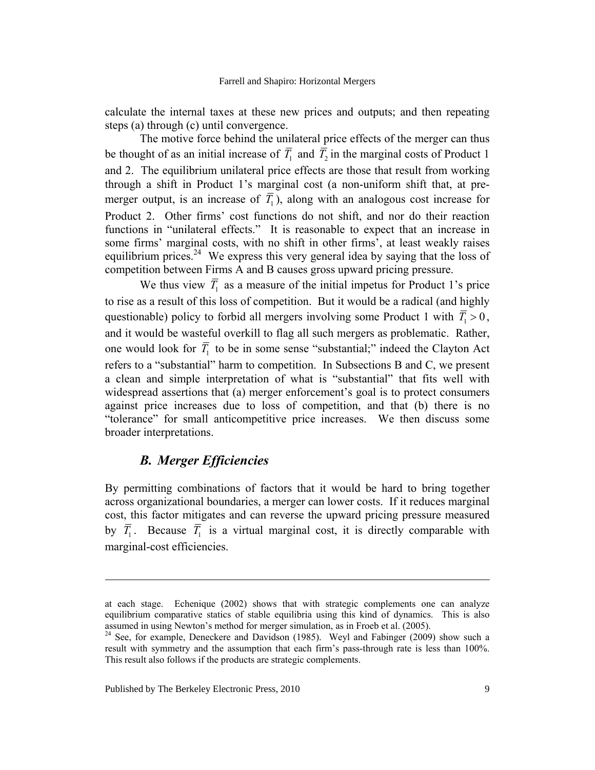calculate the internal taxes at these new prices and outputs; and then repeating steps (a) through (c) until convergence.

The motive force behind the unilateral price effects of the merger can thus be thought of as an initial increase of $\overline{T}_1$ and $\overline{T}_2$ in the marginal costs of Product 1 and 2. The equilibrium unilateral price effects are those that result from working through a shift in Product 1's marginal cost (a non-uniform shift that, at pre-merger output, is an increase of $\overline{T}_1$), along with an analogous cost increase for Product 2. Other firms' cost functions do not shift, and nor do their reaction functions in "unilateral effects." It is reasonable to expect that an increase in some firms' marginal costs, with no shift in other firms', at least weakly raises equilibrium prices.[24] We express this very general idea by saying that the loss of competition between Firms A and B causes gross upward pricing pressure.

We thus view $\overline{T}_1$ as a measure of the initial impetus for Product 1's price to rise as a result of this loss of competition. But it would be a radical (and highly questionable) policy to forbid all mergers involving some Product 1 with $\overline{T}_1 > 0$, and it would be wasteful overkill to flag all such mergers as problematic. Rather, one would look for $\overline{T}_1$ to be in some sense "substantial;" indeed the Clayton Act refers to a "substantial" harm to competition. In Subsections B and C, we present a clean and simple interpretation of what is "substantial" that fits well with widespread assertions that (a) merger enforcement's goal is to protect consumers against price increases due to loss of competition, and that (b) there is no "tolerance" for small anticompetitive price increases. We then discuss some broader interpretations.

## *B. Merger Efficiencies*

By permitting combinations of factors that it would be hard to bring together across organizational boundaries, a merger can lower costs. If it reduces marginal cost, this factor mitigates and can reverse the upward pricing pressure measured by $\overline{T}_1$. Because $\overline{T}_1$ is a virtual marginal cost, it is directly comparable with marginal-cost efficiencies.

---

at each stage. Echenique (2002) shows that with strategic complements one can analyze equilibrium comparative statics of stable equilibria using this kind of dynamics. This is also assumed in using Newton's method for merger simulation, as in Froeb et al. (2005).

[24] See, for example, Deneckere and Davidson (1985). Weyl and Fabinger (2009) show such a result with symmetry and the assumption that each firm's pass-through rate is less than 100%. This result also follows if the products are strategic complements.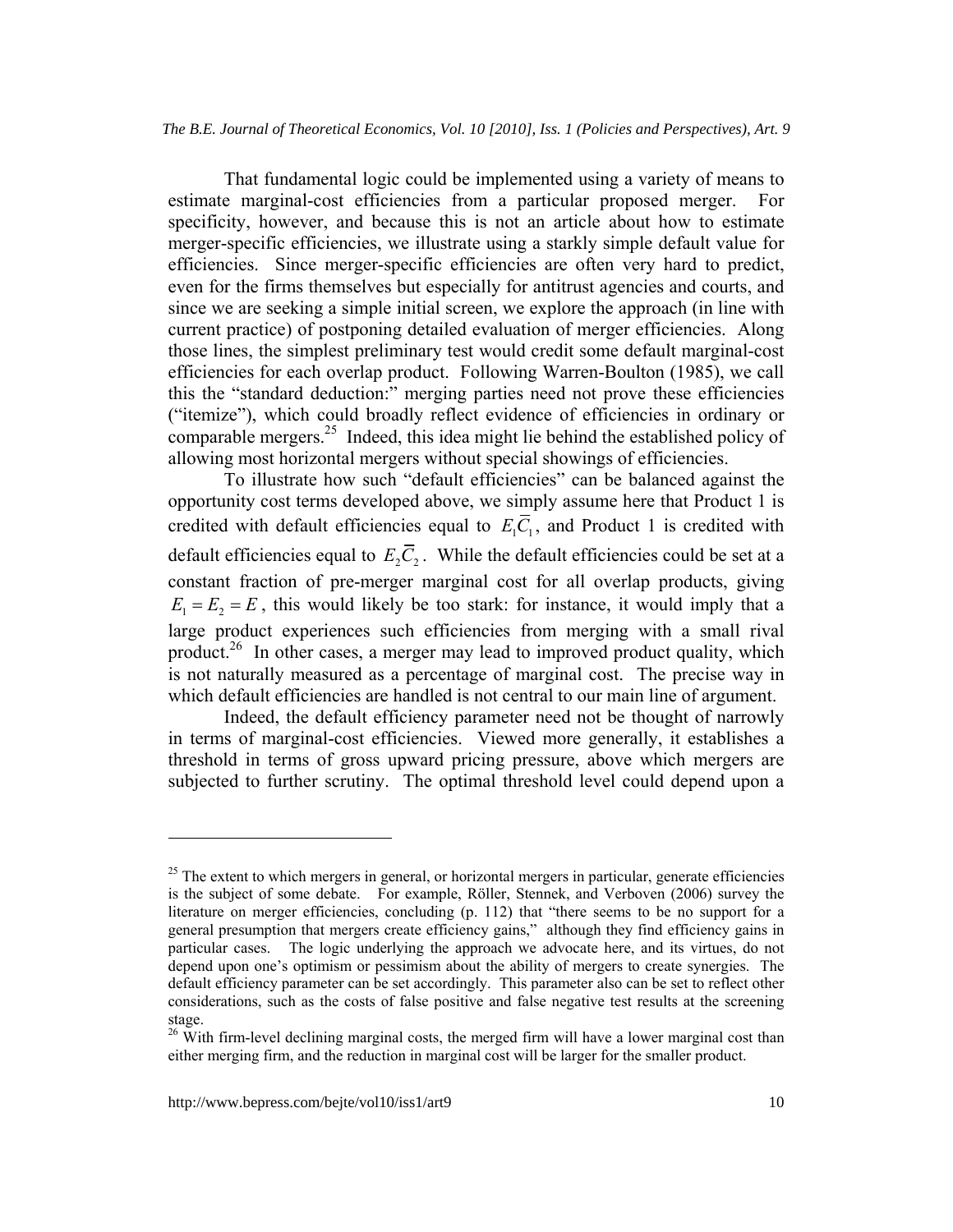That fundamental logic could be implemented using a variety of means to estimate marginal-cost efficiencies from a particular proposed merger. For specificity, however, and because this is not an article about how to estimate merger-specific efficiencies, we illustrate using a starkly simple default value for efficiencies. Since merger-specific efficiencies are often very hard to predict, even for the firms themselves but especially for antitrust agencies and courts, and since we are seeking a simple initial screen, we explore the approach (in line with current practice) of postponing detailed evaluation of merger efficiencies. Along those lines, the simplest preliminary test would credit some default marginal-cost efficiencies for each overlap product. Following Warren-Boulton (1985), we call this the "standard deduction:" merging parties need not prove these efficiencies ("itemize"), which could broadly reflect evidence of efficiencies in ordinary or comparable mergers.[25] Indeed, this idea might lie behind the established policy of allowing most horizontal mergers without special showings of efficiencies.

To illustrate how such "default efficiencies" can be balanced against the opportunity cost terms developed above, we simply assume here that Product 1 is credited with default efficiencies equal to $E_1\overline{C}_1$, and Product 1 is credited with default efficiencies equal to $E_2\overline{C}_2$. While the default efficiencies could be set at a constant fraction of pre-merger marginal cost for all overlap products, giving $E_1 = E_2 = E$, this would likely be too stark: for instance, it would imply that a large product experiences such efficiencies from merging with a small rival product.[26] In other cases, a merger may lead to improved product quality, which is not naturally measured as a percentage of marginal cost. The precise way in which default efficiencies are handled is not central to our main line of argument.

Indeed, the default efficiency parameter need not be thought of narrowly in terms of marginal-cost efficiencies. Viewed more generally, it establishes a threshold in terms of gross upward pricing pressure, above which mergers are subjected to further scrutiny. The optimal threshold level could depend upon a

---

[25] The extent to which mergers in general, or horizontal mergers in particular, generate efficiencies is the subject of some debate. For example, Röller, Stennek, and Verboven (2006) survey the literature on merger efficiencies, concluding (p. 112) that "there seems to be no support for a general presumption that mergers create efficiency gains," although they find efficiency gains in particular cases. The logic underlying the approach we advocate here, and its virtues, do not depend upon one's optimism or pessimism about the ability of mergers to create synergies. The default efficiency parameter can be set accordingly. This parameter also can be set to reflect other considerations, such as the costs of false positive and false negative test results at the screening stage.

[26] With firm-level declining marginal costs, the merged firm will have a lower marginal cost than either merging firm, and the reduction in marginal cost will be larger for the smaller product.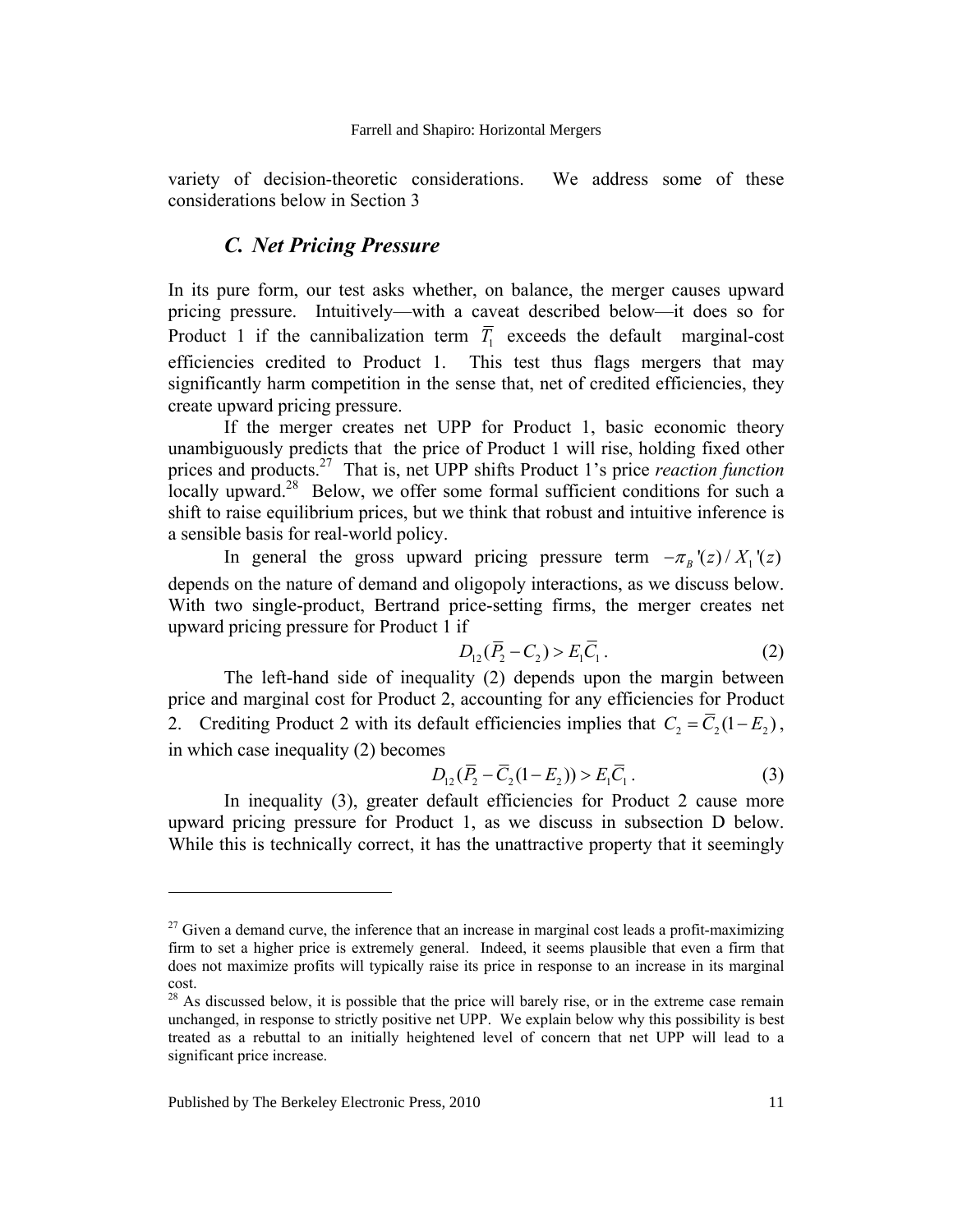variety of decision-theoretic considerations. We address some of these considerations below in Section 3

### *C. Net Pricing Pressure*

In its pure form, our test asks whether, on balance, the merger causes upward pricing pressure. Intuitively—with a caveat described below—it does so for Product 1 if the cannibalization term $\overline{T}_1$ exceeds the default marginal-cost efficiencies credited to Product 1. This test thus flags mergers that may significantly harm competition in the sense that, net of credited efficiencies, they create upward pricing pressure.

If the merger creates net UPP for Product 1, basic economic theory unambiguously predicts that the price of Product 1 will rise, holding fixed other prices and products.[27] That is, net UPP shifts Product 1's price *reaction function* locally upward.[28] Below, we offer some formal sufficient conditions for such a shift to raise equilibrium prices, but we think that robust and intuitive inference is a sensible basis for real-world policy.

In general the gross upward pricing pressure term $-\pi_B'(z)/X_1'(z)$ depends on the nature of demand and oligopoly interactions, as we discuss below. With two single-product, Bertrand price-setting firms, the merger creates net upward pricing pressure for Product 1 if

$$D_{12}(\overline{P}_2 - C_2) > E_1\overline{C}_1 . \tag{2}$$

The left-hand side of inequality (2) depends upon the margin between price and marginal cost for Product 2, accounting for any efficiencies for Product 2. Crediting Product 2 with its default efficiencies implies that $C_2 = \overline{C}_2(1-E_2)$, in which case inequality (2) becomes

$$D_{12}(\overline{P}_2 - \overline{C}_2(1-E_2)) > E_1\overline{C}_1 . \tag{3}$$

In inequality (3), greater default efficiencies for Product 2 cause more upward pricing pressure for Product 1, as we discuss in subsection D below. While this is technically correct, it has the unattractive property that it seemingly

[27] Given a demand curve, the inference that an increase in marginal cost leads a profit-maximizing firm to set a higher price is extremely general. Indeed, it seems plausible that even a firm that does not maximize profits will typically raise its price in response to an increase in its marginal cost.

[28] As discussed below, it is possible that the price will barely rise, or in the extreme case remain unchanged, in response to strictly positive net UPP. We explain below why this possibility is best treated as a rebuttal to an initially heightened level of concern that net UPP will lead to a significant price increase.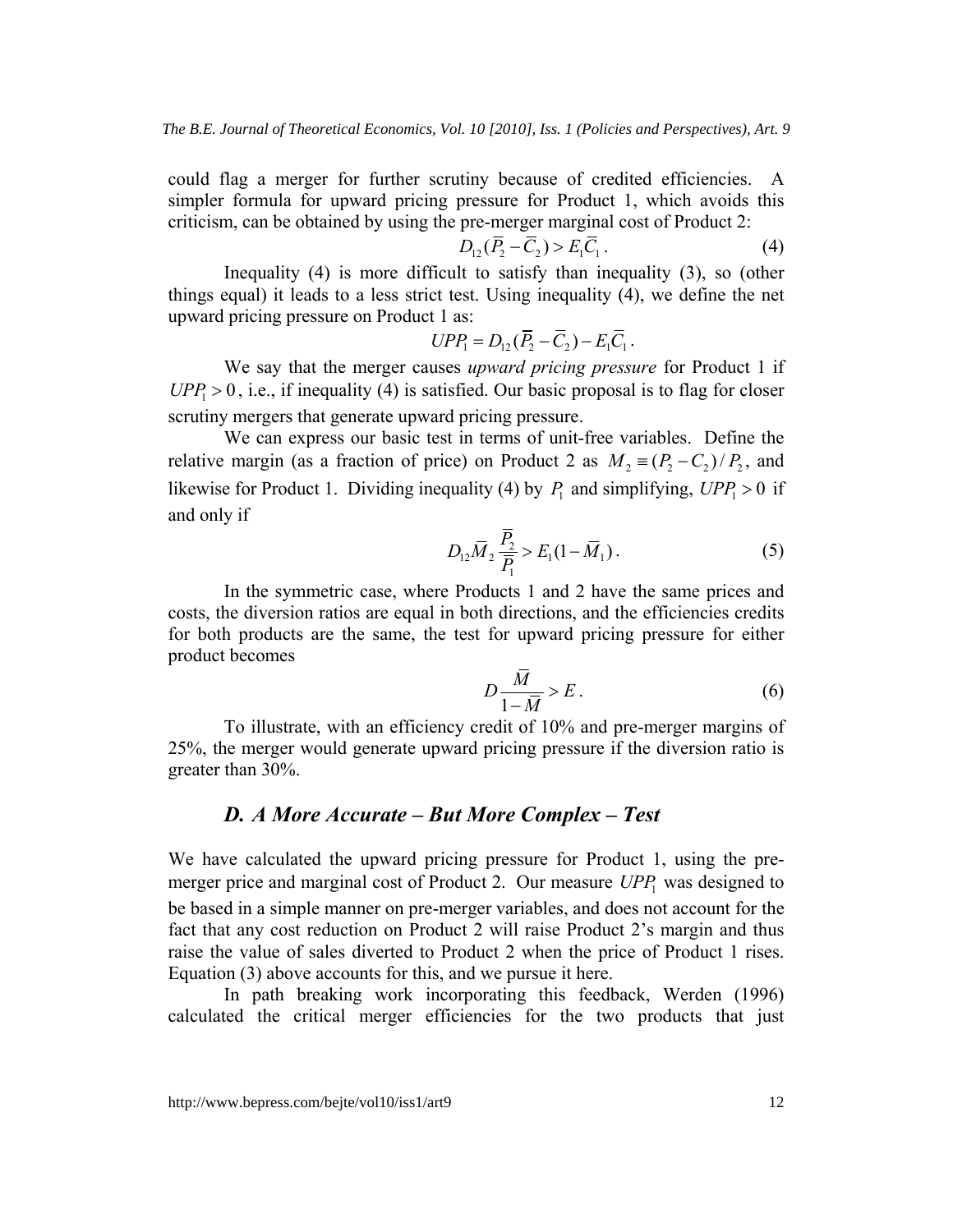could flag a merger for further scrutiny because of credited efficiencies. A simpler formula for upward pricing pressure for Product 1, which avoids this criticism, can be obtained by using the pre-merger marginal cost of Product 2:

$$D_{12}(\overline{P}_2 - \overline{C}_2) > E_1\overline{C}_1 . \tag{4}$$

Inequality (4) is more difficult to satisfy than inequality (3), so (other things equal) it leads to a less strict test. Using inequality (4), we define the net upward pricing pressure on Product 1 as:

$$UPP_1 = D_{12}(\overline{P}_2 - \overline{C}_2) - E_1\overline{C}_1 .$$

We say that the merger causes *upward pricing pressure* for Product 1 if $UPP_1 > 0$, i.e., if inequality (4) is satisfied. Our basic proposal is to flag for closer scrutiny mergers that generate upward pricing pressure.

We can express our basic test in terms of unit-free variables. Define the relative margin (as a fraction of price) on Product 2 as $M_2 \equiv (P_2 - C_2)/P_2$, and likewise for Product 1. Dividing inequality (4) by $P_1$ and simplifying, $UPP_1 > 0$ if and only if

$$D_{12}\overline{M}_2 \frac{\overline{P}_2}{\overline{P}_1} > E_1(1 - \overline{M}_1) . \tag{5}$$

In the symmetric case, where Products 1 and 2 have the same prices and costs, the diversion ratios are equal in both directions, and the efficiencies credits for both products are the same, the test for upward pricing pressure for either product becomes

$$D\frac{\overline{M}}{1 - \overline{M}} > E . \tag{6}$$

To illustrate, with an efficiency credit of 10% and pre-merger margins of 25%, the merger would generate upward pricing pressure if the diversion ratio is greater than 30%.

### *D. A More Accurate – But More Complex – Test*

We have calculated the upward pricing pressure for Product 1, using the pre-merger price and marginal cost of Product 2. Our measure $UPP_1$ was designed to be based in a simple manner on pre-merger variables, and does not account for the fact that any cost reduction on Product 2 will raise Product 2's margin and thus raise the value of sales diverted to Product 2 when the price of Product 1 rises. Equation (3) above accounts for this, and we pursue it here.

In path breaking work incorporating this feedback, Werden (1996) calculated the critical merger efficiencies for the two products that just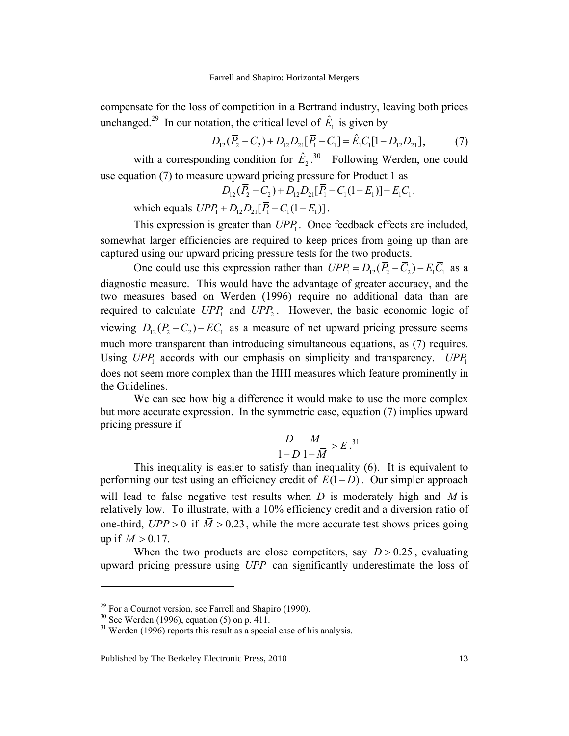compensate for the loss of competition in a Bertrand industry, leaving both prices unchanged.[29] In our notation, the critical level of $\hat{E}_1$ is given by

$$D_{12}(\overline{P}_2 - \overline{C}_2) + D_{12}D_{21}[\overline{P}_1 - \overline{C}_1] = \hat{E}_1\overline{C}_1[1 - D_{12}D_{21}], \qquad (7)$$

with a corresponding condition for $\hat{E}_2$.[30] Following Werden, one could use equation (7) to measure upward pricing pressure for Product 1 as

$$D_{12}(\overline{P}_2 - \overline{C}_2) + D_{12}D_{21}[\overline{P}_1 - \overline{C}_1(1 - E_1)] - E_1\overline{C}_1.$$

which equals $UPP_1 + D_{12}D_{21}[\overline{P}_1 - \overline{C}_1(1 - E_1)]$.

This expression is greater than $UPP_1$. Once feedback effects are included, somewhat larger efficiencies are required to keep prices from going up than are captured using our upward pricing pressure tests for the two products.

One could use this expression rather than $UPP_1 = D_{12}(\overline{P}_2 - \overline{C}_2) - E_1\overline{C}_1$ as a diagnostic measure. This would have the advantage of greater accuracy, and the two measures based on Werden (1996) require no additional data than are required to calculate $UPP_1$ and $UPP_2$. However, the basic economic logic of viewing $D_{12}(\overline{P}_2 - \overline{C}_2) - E\overline{C}_1$ as a measure of net upward pricing pressure seems much more transparent than introducing simultaneous equations, as (7) requires. Using $UPP_1$ accords with our emphasis on simplicity and transparency. $UPP_1$ does not seem more complex than the HHI measures which feature prominently in the Guidelines.

We can see how big a difference it would make to use the more complex but more accurate expression. In the symmetric case, equation (7) implies upward pricing pressure if

$$\frac{D}{1-D}\frac{\overline{M}}{1-\overline{M}} > E.$$ [31]

This inequality is easier to satisfy than inequality (6). It is equivalent to performing our test using an efficiency credit of $E(1-D)$. Our simpler approach will lead to false negative test results when $D$ is moderately high and $\overline{M}$ is relatively low. To illustrate, with a 10% efficiency credit and a diversion ratio of one-third, $UPP > 0$ if $\overline{M} > 0.23$, while the more accurate test shows prices going up if $\overline{M} > 0.17$.

When the two products are close competitors, say $D > 0.25$, evaluating upward pricing pressure using $UPP$ can significantly underestimate the loss of

---

[29] For a Cournot version, see Farrell and Shapiro (1990).

[30] See Werden (1996), equation (5) on p. 411.

[31] Werden (1996) reports this result as a special case of his analysis.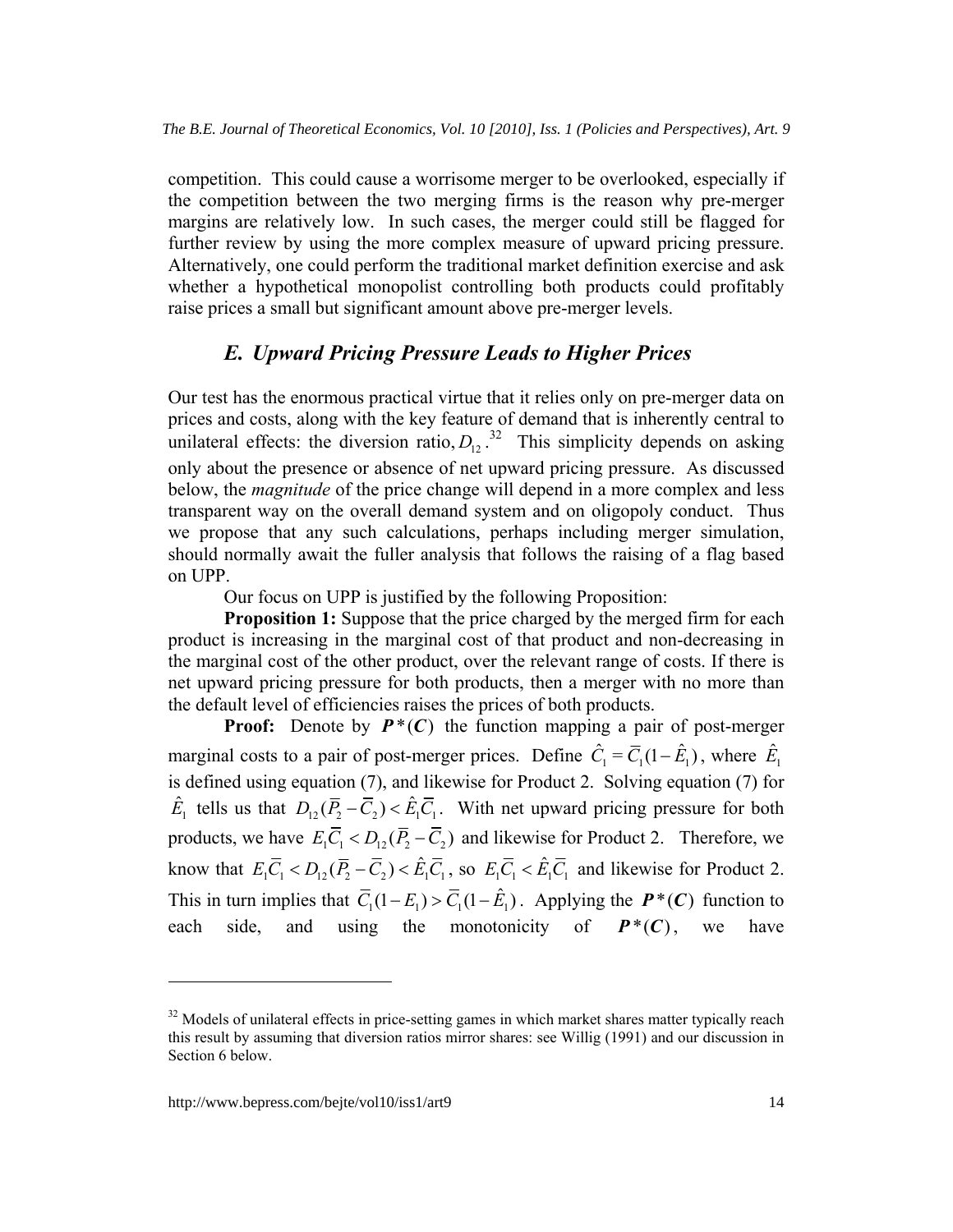competition. This could cause a worrisome merger to be overlooked, especially if the competition between the two merging firms is the reason why pre-merger margins are relatively low. In such cases, the merger could still be flagged for further review by using the more complex measure of upward pricing pressure. Alternatively, one could perform the traditional market definition exercise and ask whether a hypothetical monopolist controlling both products could profitably raise prices a small but significant amount above pre-merger levels.

### *E. Upward Pricing Pressure Leads to Higher Prices*

Our test has the enormous practical virtue that it relies only on pre-merger data on prices and costs, along with the key feature of demand that is inherently central to unilateral effects: the diversion ratio, $D_{12}$.[32] This simplicity depends on asking only about the presence or absence of net upward pricing pressure. As discussed below, the *magnitude* of the price change will depend in a more complex and less transparent way on the overall demand system and on oligopoly conduct. Thus we propose that any such calculations, perhaps including merger simulation, should normally await the fuller analysis that follows the raising of a flag based on UPP.

Our focus on UPP is justified by the following Proposition:

**Proposition 1:** Suppose that the price charged by the merged firm for each product is increasing in the marginal cost of that product and non-decreasing in the marginal cost of the other product, over the relevant range of costs. If there is net upward pricing pressure for both products, then a merger with no more than the default level of efficiencies raises the prices of both products.

**Proof:** Denote by $\boldsymbol{P}^*(\boldsymbol{C})$ the function mapping a pair of post-merger marginal costs to a pair of post-merger prices. Define $\hat{C}_1 = \overline{C}_1(1-\hat{E}_1)$, where $\hat{E}_1$ is defined using equation (7), and likewise for Product 2. Solving equation (7) for $\hat{E}_1$ tells us that $D_{12}(\overline{P}_2 - \overline{C}_2) < \hat{E}_1\overline{C}_1$. With net upward pricing pressure for both products, we have $E_1\overline{C}_1 < D_{12}(\overline{P}_2 - \overline{C}_2)$ and likewise for Product 2. Therefore, we know that $E_1\overline{C}_1 < D_{12}(\overline{P}_2 - \overline{C}_2) < \hat{E}_1\overline{C}_1$, so $E_1\overline{C}_1 < \hat{E}_1\overline{C}_1$ and likewise for Product 2. This in turn implies that $\overline{C}_1(1-E_1) > \overline{C}_1(1-\hat{E}_1)$. Applying the $\boldsymbol{P}^*(\boldsymbol{C})$ function to each side, and using the monotonicity of $\boldsymbol{P}^*(\boldsymbol{C})$, we have

---

[32] Models of unilateral effects in price-setting games in which market shares matter typically reach this result by assuming that diversion ratios mirror shares: see Willig (1991) and our discussion in Section 6 below.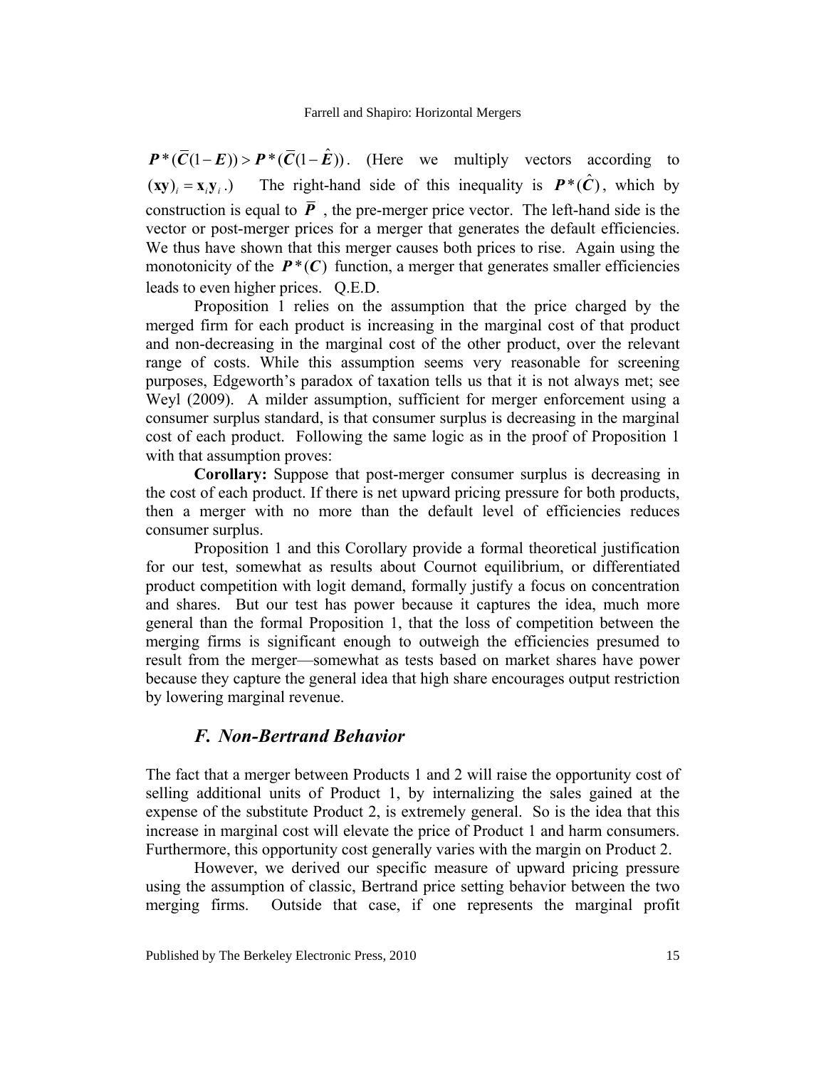$\boldsymbol{P}^*(\overline{\boldsymbol{C}}(1-\boldsymbol{E})) > \boldsymbol{P}^*(\overline{\boldsymbol{C}}(1-\hat{\boldsymbol{E}}))$. (Here we multiply vectors according to $(\mathbf{xy})_i = \mathbf{x}_i \mathbf{y}_i$.) The right-hand side of this inequality is $\boldsymbol{P}^*(\hat{\boldsymbol{C}})$, which by construction is equal to $\overline{\boldsymbol{P}}$, the pre-merger price vector. The left-hand side is the vector or post-merger prices for a merger that generates the default efficiencies. We thus have shown that this merger causes both prices to rise. Again using the monotonicity of the $\boldsymbol{P}^*(\boldsymbol{C})$ function, a merger that generates smaller efficiencies leads to even higher prices. Q.E.D.

Proposition 1 relies on the assumption that the price charged by the merged firm for each product is increasing in the marginal cost of that product and non-decreasing in the marginal cost of the other product, over the relevant range of costs. While this assumption seems very reasonable for screening purposes, Edgeworth's paradox of taxation tells us that it is not always met; see Weyl (2009). A milder assumption, sufficient for merger enforcement using a consumer surplus standard, is that consumer surplus is decreasing in the marginal cost of each product. Following the same logic as in the proof of Proposition 1 with that assumption proves:

**Corollary:** Suppose that post-merger consumer surplus is decreasing in the cost of each product. If there is net upward pricing pressure for both products, then a merger with no more than the default level of efficiencies reduces consumer surplus.

Proposition 1 and this Corollary provide a formal theoretical justification for our test, somewhat as results about Cournot equilibrium, or differentiated product competition with logit demand, formally justify a focus on concentration and shares. But our test has power because it captures the idea, much more general than the formal Proposition 1, that the loss of competition between the merging firms is significant enough to outweigh the efficiencies presumed to result from the merger—somewhat as tests based on market shares have power because they capture the general idea that high share encourages output restriction by lowering marginal revenue.

### *F. Non-Bertrand Behavior*

The fact that a merger between Products 1 and 2 will raise the opportunity cost of selling additional units of Product 1, by internalizing the sales gained at the expense of the substitute Product 2, is extremely general. So is the idea that this increase in marginal cost will elevate the price of Product 1 and harm consumers. Furthermore, this opportunity cost generally varies with the margin on Product 2.

However, we derived our specific measure of upward pricing pressure using the assumption of classic, Bertrand price setting behavior between the two merging firms. Outside that case, if one represents the marginal profit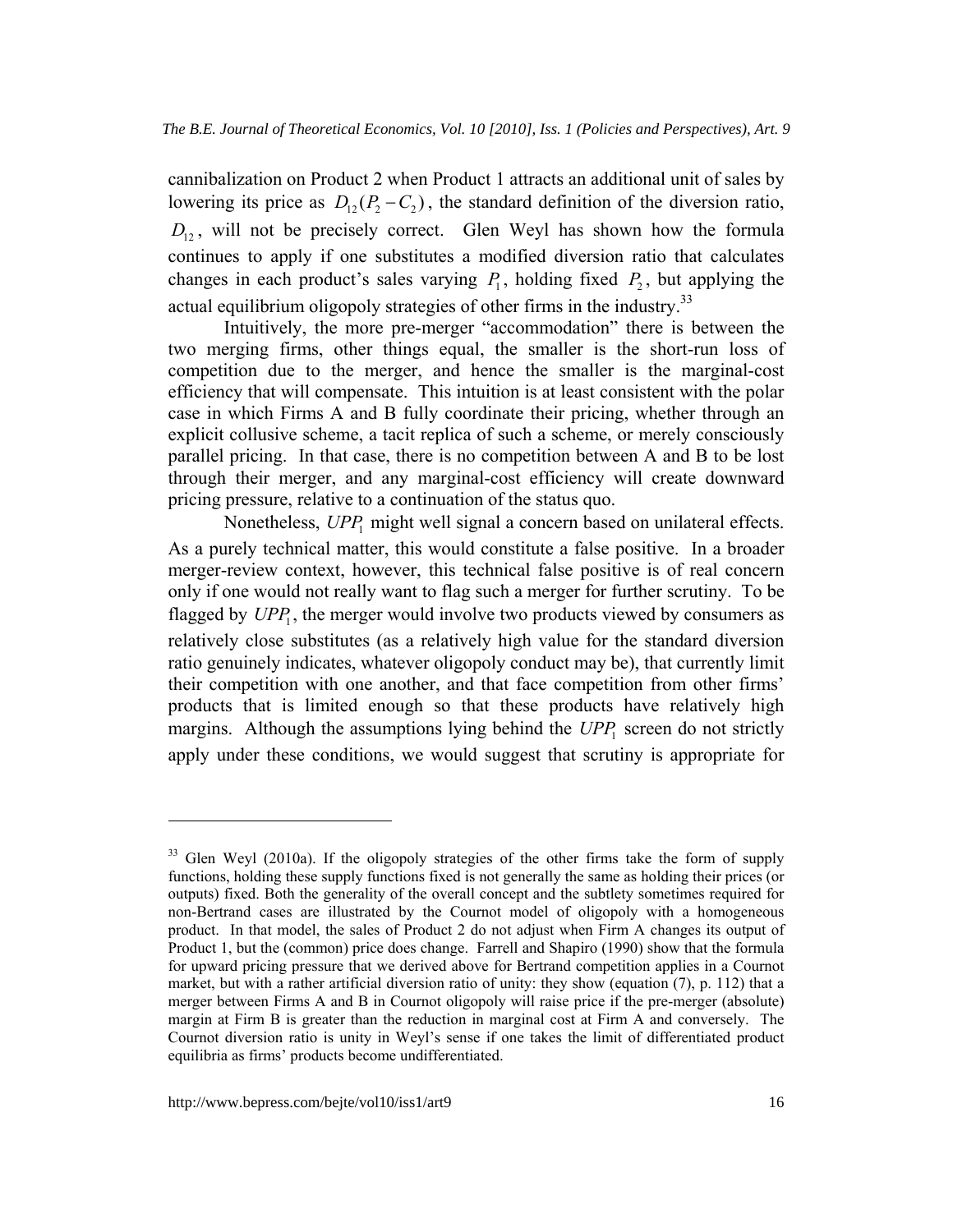cannibalization on Product 2 when Product 1 attracts an additional unit of sales by lowering its price as $D_{12}(P_2 - C_2)$, the standard definition of the diversion ratio, $D_{12}$, will not be precisely correct. Glen Weyl has shown how the formula continues to apply if one substitutes a modified diversion ratio that calculates changes in each product's sales varying $P_1$, holding fixed $P_2$, but applying the actual equilibrium oligopoly strategies of other firms in the industry.[33]

Intuitively, the more pre-merger "accommodation" there is between the two merging firms, other things equal, the smaller is the short-run loss of competition due to the merger, and hence the smaller is the marginal-cost efficiency that will compensate. This intuition is at least consistent with the polar case in which Firms A and B fully coordinate their pricing, whether through an explicit collusive scheme, a tacit replica of such a scheme, or merely consciously parallel pricing. In that case, there is no competition between A and B to be lost through their merger, and any marginal-cost efficiency will create downward pricing pressure, relative to a continuation of the status quo.

Nonetheless, $UPP_1$ might well signal a concern based on unilateral effects. As a purely technical matter, this would constitute a false positive. In a broader merger-review context, however, this technical false positive is of real concern only if one would not really want to flag such a merger for further scrutiny. To be flagged by $UPP_1$, the merger would involve two products viewed by consumers as relatively close substitutes (as a relatively high value for the standard diversion ratio genuinely indicates, whatever oligopoly conduct may be), that currently limit their competition with one another, and that face competition from other firms' products that is limited enough so that these products have relatively high margins. Although the assumptions lying behind the $UPP_1$ screen do not strictly apply under these conditions, we would suggest that scrutiny is appropriate for

---

[33] Glen Weyl (2010a). If the oligopoly strategies of the other firms take the form of supply functions, holding these supply functions fixed is not generally the same as holding their prices (or outputs) fixed. Both the generality of the overall concept and the subtlety sometimes required for non-Bertrand cases are illustrated by the Cournot model of oligopoly with a homogeneous product. In that model, the sales of Product 2 do not adjust when Firm A changes its output of Product 1, but the (common) price does change. Farrell and Shapiro (1990) show that the formula for upward pricing pressure that we derived above for Bertrand competition applies in a Cournot market, but with a rather artificial diversion ratio of unity: they show (equation (7), p. 112) that a merger between Firms A and B in Cournot oligopoly will raise price if the pre-merger (absolute) margin at Firm B is greater than the reduction in marginal cost at Firm A and conversely. The Cournot diversion ratio is unity in Weyl's sense if one takes the limit of differentiated product equilibria as firms' products become undifferentiated.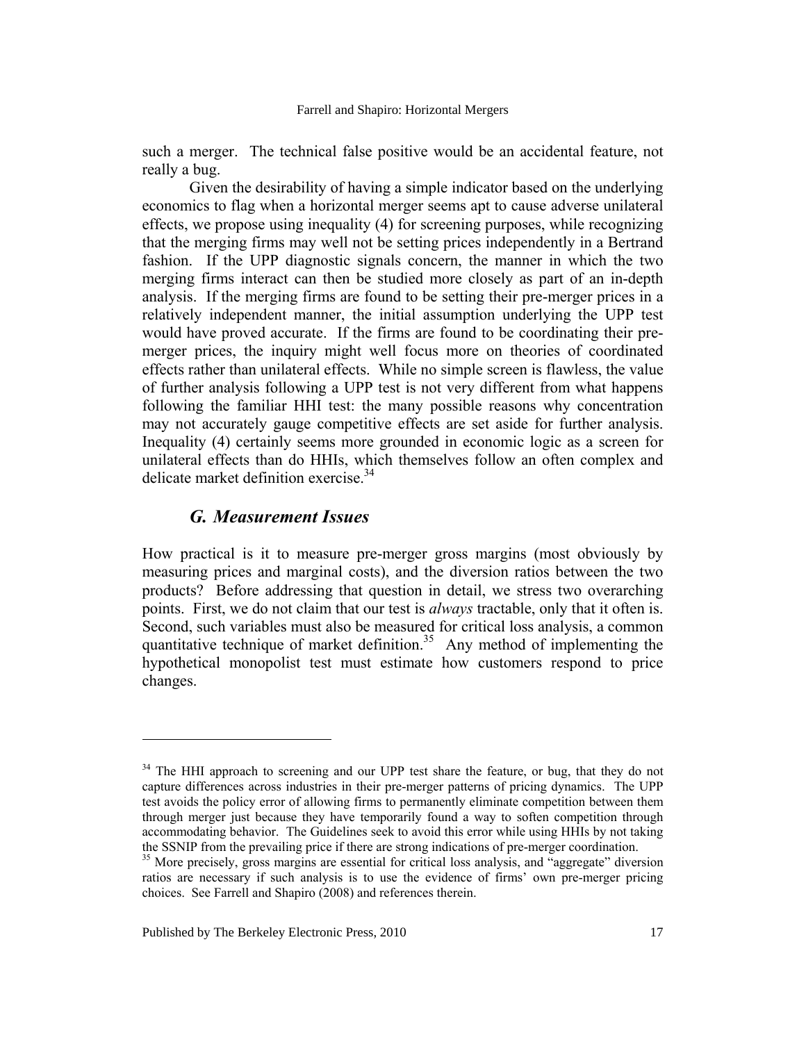such a merger. The technical false positive would be an accidental feature, not really a bug.

Given the desirability of having a simple indicator based on the underlying economics to flag when a horizontal merger seems apt to cause adverse unilateral effects, we propose using inequality (4) for screening purposes, while recognizing that the merging firms may well not be setting prices independently in a Bertrand fashion. If the UPP diagnostic signals concern, the manner in which the two merging firms interact can then be studied more closely as part of an in-depth analysis. If the merging firms are found to be setting their pre-merger prices in a relatively independent manner, the initial assumption underlying the UPP test would have proved accurate. If the firms are found to be coordinating their pre-merger prices, the inquiry might well focus more on theories of coordinated effects rather than unilateral effects. While no simple screen is flawless, the value of further analysis following a UPP test is not very different from what happens following the familiar HHI test: the many possible reasons why concentration may not accurately gauge competitive effects are set aside for further analysis. Inequality (4) certainly seems more grounded in economic logic as a screen for unilateral effects than do HHIs, which themselves follow an often complex and delicate market definition exercise.[34]

## *G. Measurement Issues*

How practical is it to measure pre-merger gross margins (most obviously by measuring prices and marginal costs), and the diversion ratios between the two products? Before addressing that question in detail, we stress two overarching points. First, we do not claim that our test is *always* tractable, only that it often is. Second, such variables must also be measured for critical loss analysis, a common quantitative technique of market definition.[35] Any method of implementing the hypothetical monopolist test must estimate how customers respond to price changes.

---

[34] The HHI approach to screening and our UPP test share the feature, or bug, that they do not capture differences across industries in their pre-merger patterns of pricing dynamics. The UPP test avoids the policy error of allowing firms to permanently eliminate competition between them through merger just because they have temporarily found a way to soften competition through accommodating behavior. The Guidelines seek to avoid this error while using HHIs by not taking the SSNIP from the prevailing price if there are strong indications of pre-merger coordination.

[35] More precisely, gross margins are essential for critical loss analysis, and "aggregate" diversion ratios are necessary if such analysis is to use the evidence of firms' own pre-merger pricing choices. See Farrell and Shapiro (2008) and references therein.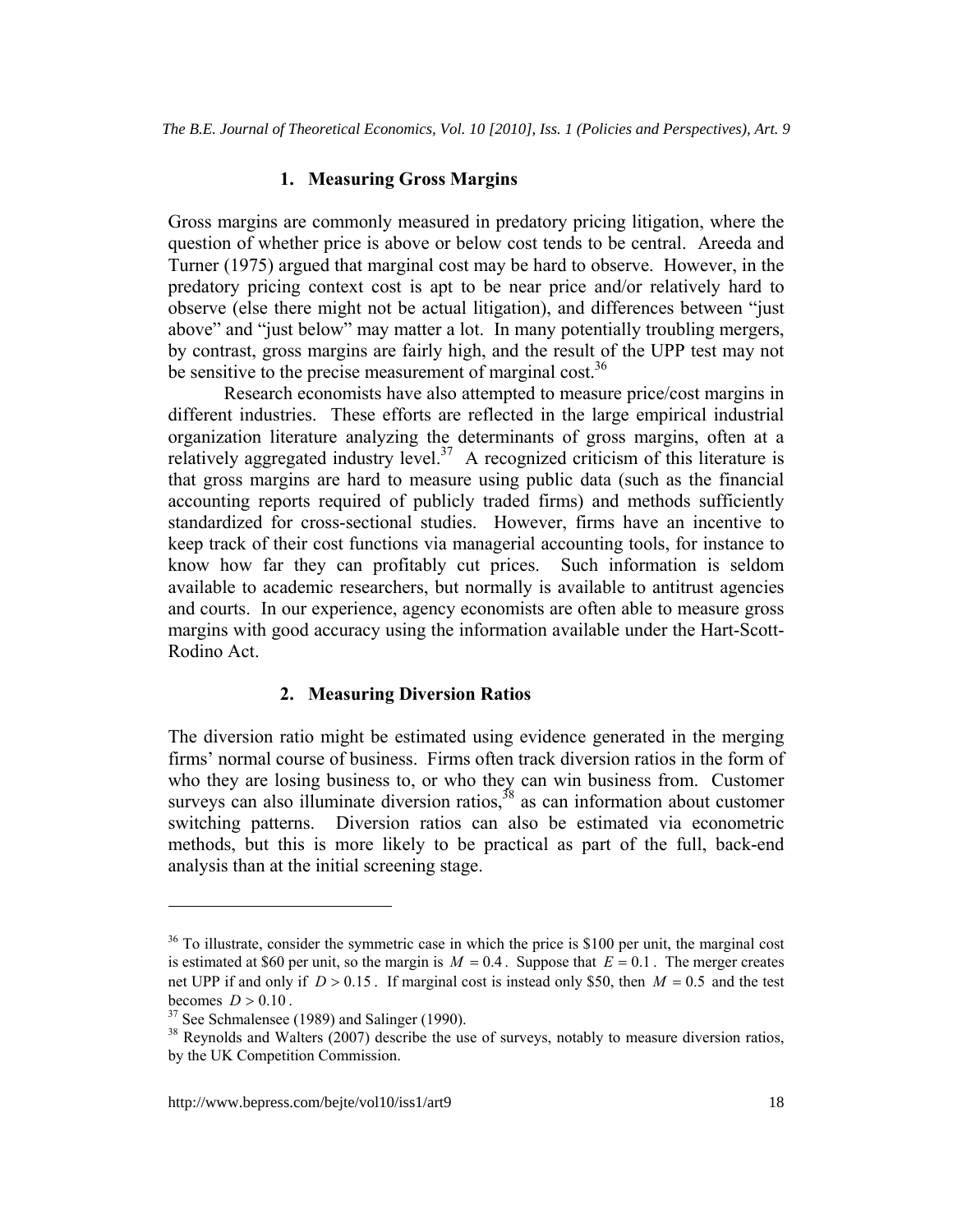### 1. Measuring Gross Margins

Gross margins are commonly measured in predatory pricing litigation, where the question of whether price is above or below cost tends to be central. Areeda and Turner (1975) argued that marginal cost may be hard to observe. However, in the predatory pricing context cost is apt to be near price and/or relatively hard to observe (else there might not be actual litigation), and differences between "just above" and "just below" may matter a lot. In many potentially troubling mergers, by contrast, gross margins are fairly high, and the result of the UPP test may not be sensitive to the precise measurement of marginal cost.[36]

Research economists have also attempted to measure price/cost margins in different industries. These efforts are reflected in the large empirical industrial organization literature analyzing the determinants of gross margins, often at a relatively aggregated industry level.[37] A recognized criticism of this literature is that gross margins are hard to measure using public data (such as the financial accounting reports required of publicly traded firms) and methods sufficiently standardized for cross-sectional studies. However, firms have an incentive to keep track of their cost functions via managerial accounting tools, for instance to know how far they can profitably cut prices. Such information is seldom available to academic researchers, but normally is available to antitrust agencies and courts. In our experience, agency economists are often able to measure gross margins with good accuracy using the information available under the Hart-Scott-Rodino Act.

### 2. Measuring Diversion Ratios

The diversion ratio might be estimated using evidence generated in the merging firms' normal course of business. Firms often track diversion ratios in the form of who they are losing business to, or who they can win business from. Customer surveys can also illuminate diversion ratios,[38] as can information about customer switching patterns. Diversion ratios can also be estimated via econometric methods, but this is more likely to be practical as part of the full, back-end analysis than at the initial screening stage.

---

[36] To illustrate, consider the symmetric case in which the price is \$100 per unit, the marginal cost is estimated at \$60 per unit, so the margin is $M = 0.4$. Suppose that $E = 0.1$. The merger creates net UPP if and only if $D > 0.15$. If marginal cost is instead only \$50, then $M = 0.5$ and the test becomes $D > 0.10$.

[37] See Schmalensee (1989) and Salinger (1990).

[38] Reynolds and Walters (2007) describe the use of surveys, notably to measure diversion ratios, by the UK Competition Commission.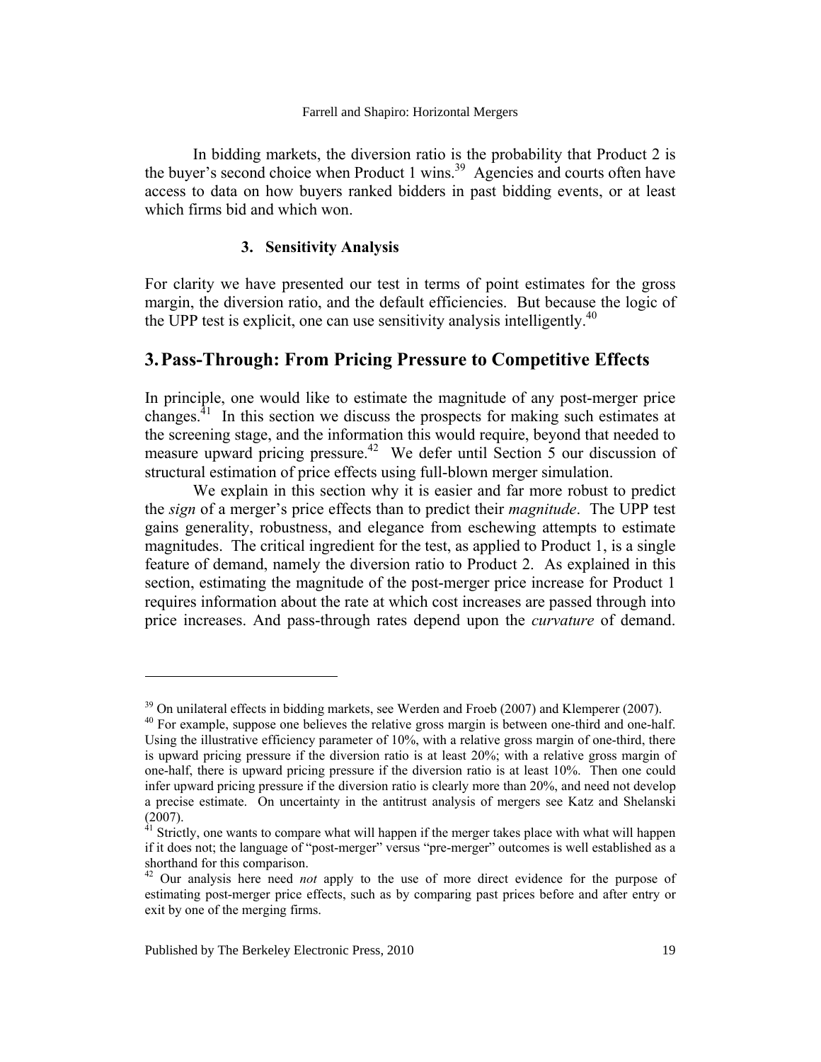In bidding markets, the diversion ratio is the probability that Product 2 is the buyer's second choice when Product 1 wins.[39] Agencies and courts often have access to data on how buyers ranked bidders in past bidding events, or at least which firms bid and which won.

### 3. Sensitivity Analysis

For clarity we have presented our test in terms of point estimates for the gross margin, the diversion ratio, and the default efficiencies. But because the logic of the UPP test is explicit, one can use sensitivity analysis intelligently.[40]

## 3. Pass-Through: From Pricing Pressure to Competitive Effects

In principle, one would like to estimate the magnitude of any post-merger price changes.[41] In this section we discuss the prospects for making such estimates at the screening stage, and the information this would require, beyond that needed to measure upward pricing pressure.[42] We defer until Section 5 our discussion of structural estimation of price effects using full-blown merger simulation.

We explain in this section why it is easier and far more robust to predict the *sign* of a merger's price effects than to predict their *magnitude*. The UPP test gains generality, robustness, and elegance from eschewing attempts to estimate magnitudes. The critical ingredient for the test, as applied to Product 1, is a single feature of demand, namely the diversion ratio to Product 2. As explained in this section, estimating the magnitude of the post-merger price increase for Product 1 requires information about the rate at which cost increases are passed through into price increases. And pass-through rates depend upon the *curvature* of demand.

---

[39] On unilateral effects in bidding markets, see Werden and Froeb (2007) and Klemperer (2007).

[40] For example, suppose one believes the relative gross margin is between one-third and one-half. Using the illustrative efficiency parameter of 10%, with a relative gross margin of one-third, there is upward pricing pressure if the diversion ratio is at least 20%; with a relative gross margin of one-half, there is upward pricing pressure if the diversion ratio is at least 10%. Then one could infer upward pricing pressure if the diversion ratio is clearly more than 20%, and need not develop a precise estimate. On uncertainty in the antitrust analysis of mergers see Katz and Shelanski (2007).

[41] Strictly, one wants to compare what will happen if the merger takes place with what will happen if it does not; the language of "post-merger" versus "pre-merger" outcomes is well established as a shorthand for this comparison.

[42] Our analysis here need *not* apply to the use of more direct evidence for the purpose of estimating post-merger price effects, such as by comparing past prices before and after entry or exit by one of the merging firms.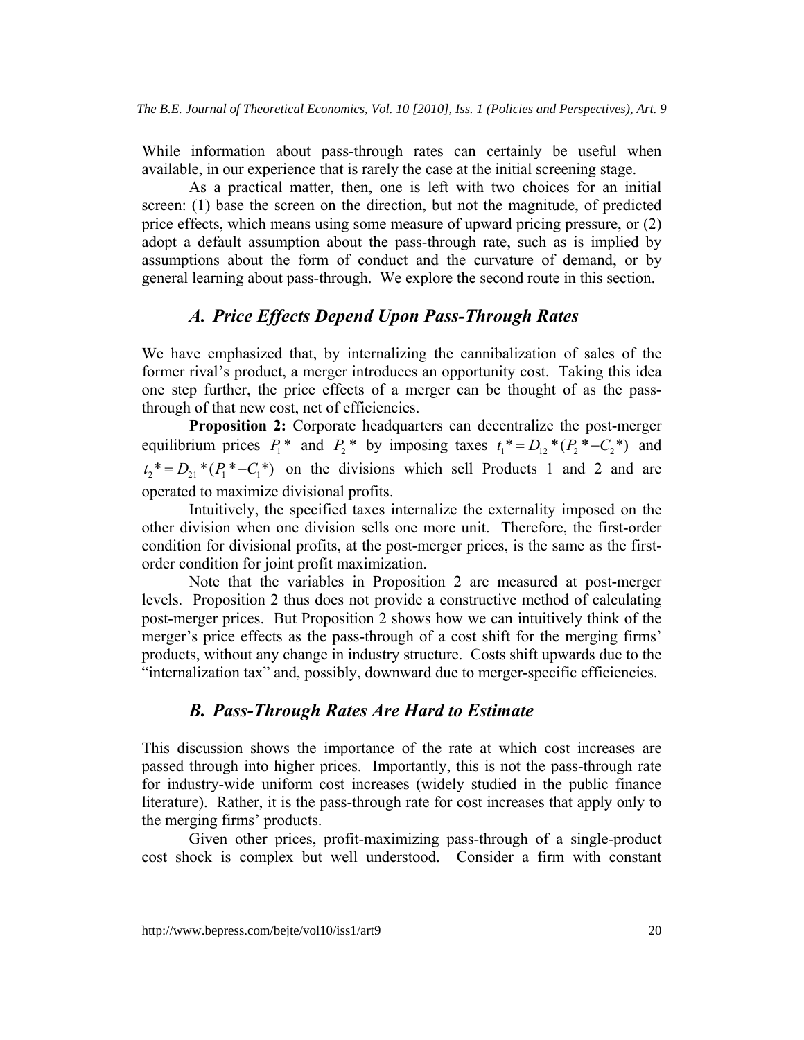While information about pass-through rates can certainly be useful when available, in our experience that is rarely the case at the initial screening stage.

As a practical matter, then, one is left with two choices for an initial screen: (1) base the screen on the direction, but not the magnitude, of predicted price effects, which means using some measure of upward pricing pressure, or (2) adopt a default assumption about the pass-through rate, such as is implied by assumptions about the form of conduct and the curvature of demand, or by general learning about pass-through. We explore the second route in this section.

### *A. Price Effects Depend Upon Pass-Through Rates*

We have emphasized that, by internalizing the cannibalization of sales of the former rival's product, a merger introduces an opportunity cost. Taking this idea one step further, the price effects of a merger can be thought of as the pass-through of that new cost, net of efficiencies.

**Proposition 2:** Corporate headquarters can decentralize the post-merger equilibrium prices $P_1*$ and $P_2*$ by imposing taxes $t_1* = D_{12}*(P_2* - C_2*)$ and $t_2* = D_{21}*(P_1* - C_1*)$ on the divisions which sell Products 1 and 2 and are operated to maximize divisional profits.

Intuitively, the specified taxes internalize the externality imposed on the other division when one division sells one more unit. Therefore, the first-order condition for divisional profits, at the post-merger prices, is the same as the first-order condition for joint profit maximization.

Note that the variables in Proposition 2 are measured at post-merger levels. Proposition 2 thus does not provide a constructive method of calculating post-merger prices. But Proposition 2 shows how we can intuitively think of the merger's price effects as the pass-through of a cost shift for the merging firms' products, without any change in industry structure. Costs shift upwards due to the "internalization tax" and, possibly, downward due to merger-specific efficiencies.

### *B. Pass-Through Rates Are Hard to Estimate*

This discussion shows the importance of the rate at which cost increases are passed through into higher prices. Importantly, this is not the pass-through rate for industry-wide uniform cost increases (widely studied in the public finance literature). Rather, it is the pass-through rate for cost increases that apply only to the merging firms' products.

Given other prices, profit-maximizing pass-through of a single-product cost shock is complex but well understood. Consider a firm with constant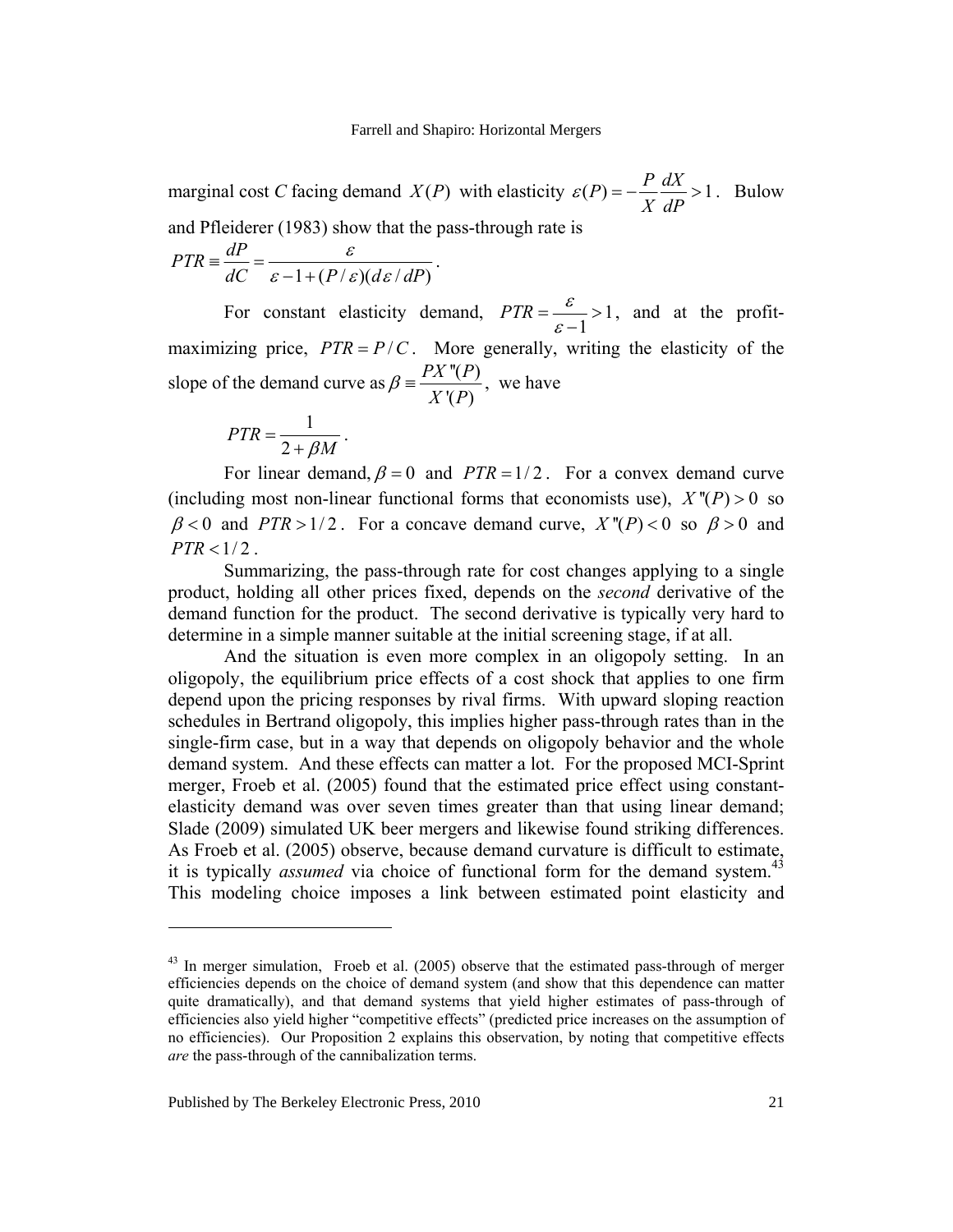marginal cost $C$ facing demand $X(P)$ with elasticity $\varepsilon(P) = -\frac{P}{X}\frac{dX}{dP} > 1$. Bulow and Pfleiderer (1983) show that the pass-through rate is

$$PTR \equiv \frac{dP}{dC} = \frac{\varepsilon}{\varepsilon - 1 + (P/\varepsilon)(d\varepsilon/dP)}.$$

For constant elasticity demand, $PTR = \frac{\varepsilon}{\varepsilon - 1} > 1$, and at the profit-maximizing price, $PTR = P/C$. More generally, writing the elasticity of the slope of the demand curve as $\beta \equiv \frac{PX''(P)}{X'(P)}$, we have

$$PTR = \frac{1}{2 + \beta M}.$$

For linear demand, $\beta = 0$ and $PTR = 1/2$. For a convex demand curve (including most non-linear functional forms that economists use), $X''(P) > 0$ so $\beta < 0$ and $PTR > 1/2$. For a concave demand curve, $X''(P) < 0$ so $\beta > 0$ and $PTR < 1/2$.

Summarizing, the pass-through rate for cost changes applying to a single product, holding all other prices fixed, depends on the *second* derivative of the demand function for the product. The second derivative is typically very hard to determine in a simple manner suitable at the initial screening stage, if at all.

And the situation is even more complex in an oligopoly setting. In an oligopoly, the equilibrium price effects of a cost shock that applies to one firm depend upon the pricing responses by rival firms. With upward sloping reaction schedules in Bertrand oligopoly, this implies higher pass-through rates than in the single-firm case, but in a way that depends on oligopoly behavior and the whole demand system. And these effects can matter a lot. For the proposed MCI-Sprint merger, Froeb et al. (2005) found that the estimated price effect using constant-elasticity demand was over seven times greater than that using linear demand; Slade (2009) simulated UK beer mergers and likewise found striking differences. As Froeb et al. (2005) observe, because demand curvature is difficult to estimate, it is typically *assumed* via choice of functional form for the demand system.[43] This modeling choice imposes a link between estimated point elasticity and

---

[43] In merger simulation, Froeb et al. (2005) observe that the estimated pass-through of merger efficiencies depends on the choice of demand system (and show that this dependence can matter quite dramatically), and that demand systems that yield higher estimates of pass-through of efficiencies also yield higher "competitive effects" (predicted price increases on the assumption of no efficiencies). Our Proposition 2 explains this observation, by noting that competitive effects *are* the pass-through of the cannibalization terms.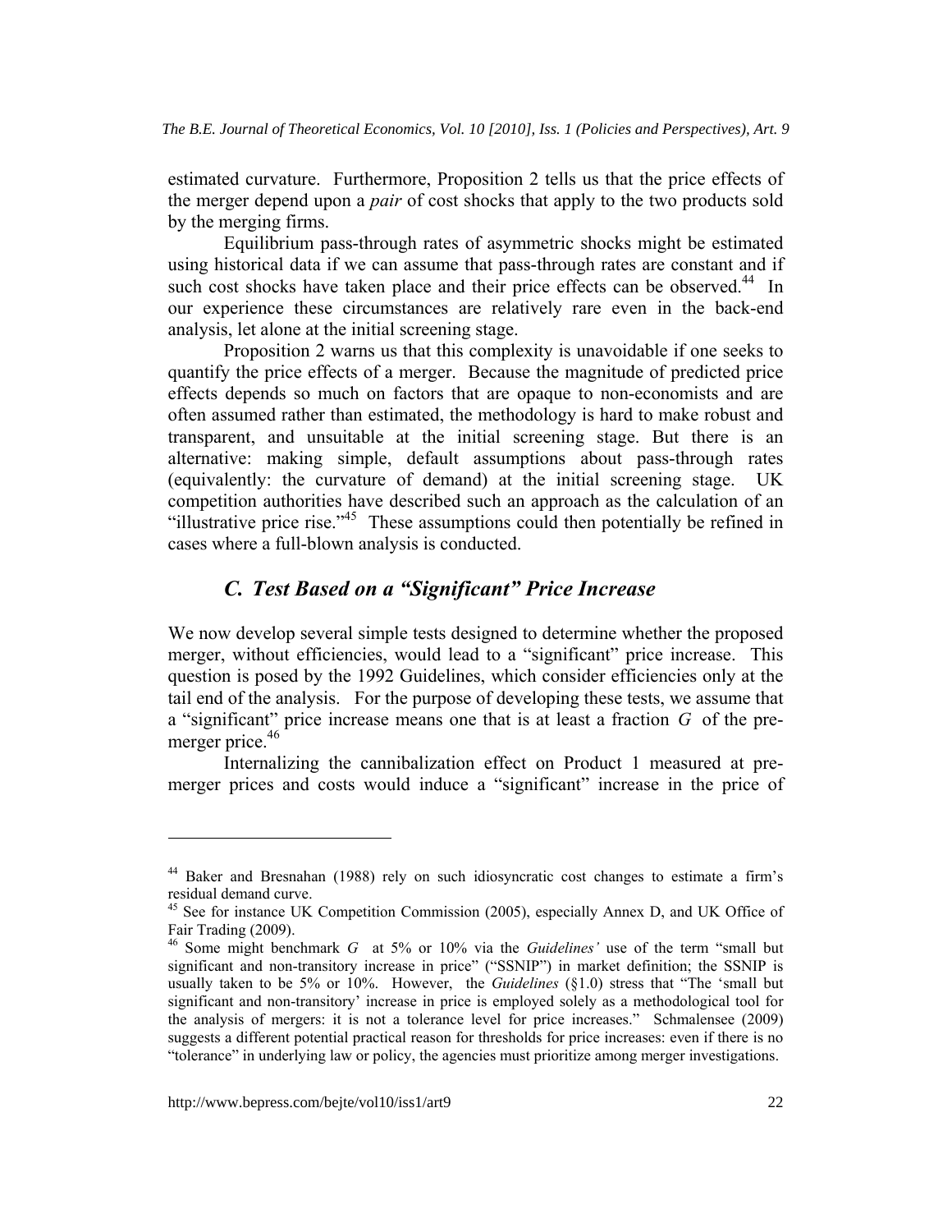estimated curvature. Furthermore, Proposition 2 tells us that the price effects of the merger depend upon a *pair* of cost shocks that apply to the two products sold by the merging firms.

Equilibrium pass-through rates of asymmetric shocks might be estimated using historical data if we can assume that pass-through rates are constant and if such cost shocks have taken place and their price effects can be observed.[44] In our experience these circumstances are relatively rare even in the back-end analysis, let alone at the initial screening stage.

Proposition 2 warns us that this complexity is unavoidable if one seeks to quantify the price effects of a merger. Because the magnitude of predicted price effects depends so much on factors that are opaque to non-economists and are often assumed rather than estimated, the methodology is hard to make robust and transparent, and unsuitable at the initial screening stage. But there is an alternative: making simple, default assumptions about pass-through rates (equivalently: the curvature of demand) at the initial screening stage. UK competition authorities have described such an approach as the calculation of an "illustrative price rise."[45] These assumptions could then potentially be refined in cases where a full-blown analysis is conducted.

## *C. Test Based on a "Significant" Price Increase*

We now develop several simple tests designed to determine whether the proposed merger, without efficiencies, would lead to a "significant" price increase. This question is posed by the 1992 Guidelines, which consider efficiencies only at the tail end of the analysis. For the purpose of developing these tests, we assume that a "significant" price increase means one that is at least a fraction $G$ of the pre-merger price.[46]

Internalizing the cannibalization effect on Product 1 measured at pre-merger prices and costs would induce a "significant" increase in the price of

---

[44] Baker and Bresnahan (1988) rely on such idiosyncratic cost changes to estimate a firm's residual demand curve.

[45] See for instance UK Competition Commission (2005), especially Annex D, and UK Office of Fair Trading (2009).

[46] Some might benchmark $G$ at 5% or 10% via the *Guidelines'* use of the term "small but significant and non-transitory increase in price" ("SSNIP") in market definition; the SSNIP is usually taken to be 5% or 10%. However, the *Guidelines* (§1.0) stress that "The 'small but significant and non-transitory' increase in price is employed solely as a methodological tool for the analysis of mergers: it is not a tolerance level for price increases." Schmalensee (2009) suggests a different potential practical reason for thresholds for price increases: even if there is no "tolerance" in underlying law or policy, the agencies must prioritize among merger investigations.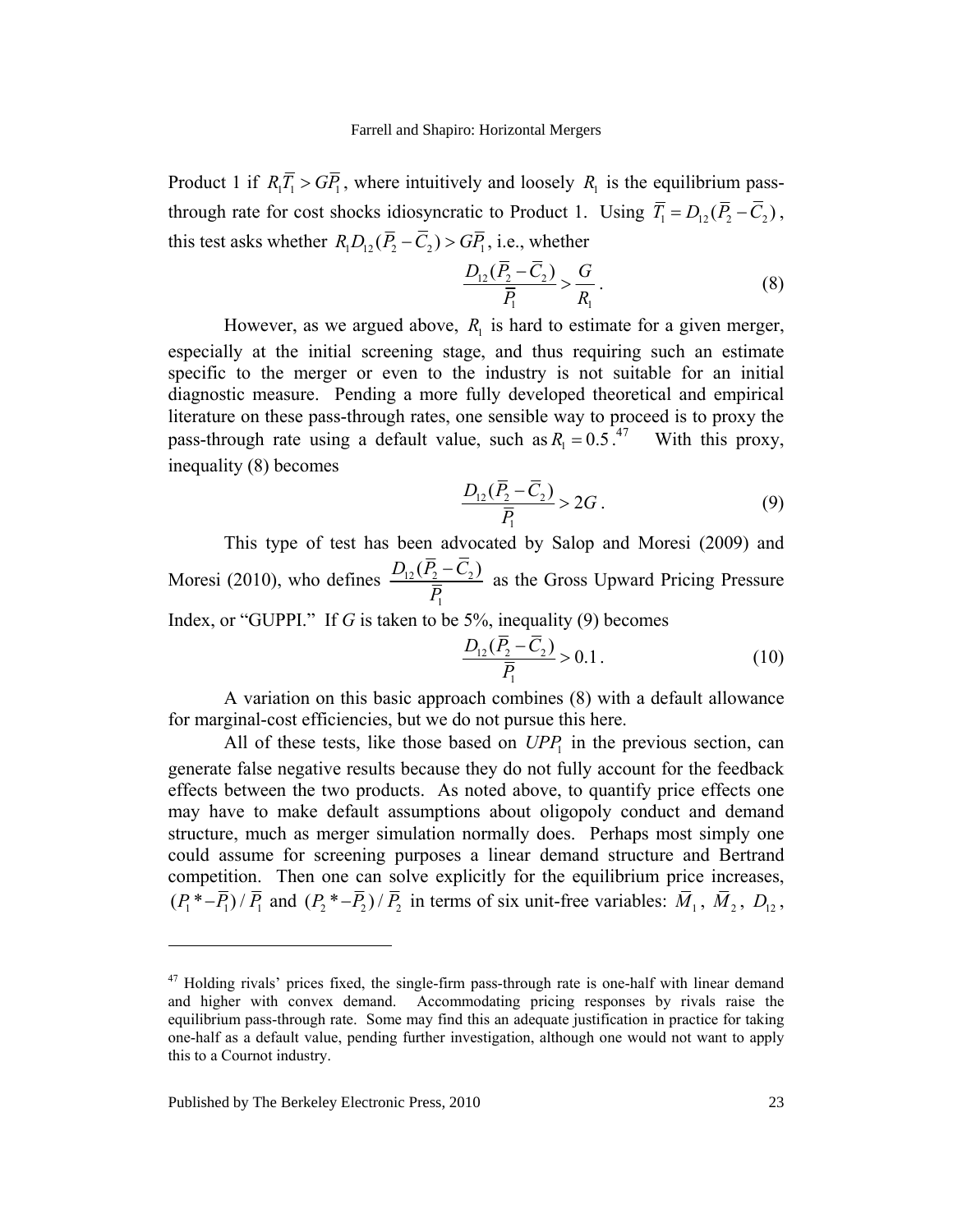Product 1 if $R_1\overline{T}_1 > G\overline{P}_1$, where intuitively and loosely $R_1$ is the equilibrium pass-through rate for cost shocks idiosyncratic to Product 1. Using $\overline{T}_1 = D_{12}(\overline{P}_2 - \overline{C}_2)$, this test asks whether $R_1 D_{12}(\overline{P}_2 - \overline{C}_2) > G\overline{P}_1$, i.e., whether

$$\frac{D_{12}(\overline{P}_2 - \overline{C}_2)}{\overline{P}_1} > \frac{G}{R_1}. \tag{8}$$

However, as we argued above, $R_1$ is hard to estimate for a given merger, especially at the initial screening stage, and thus requiring such an estimate specific to the merger or even to the industry is not suitable for an initial diagnostic measure. Pending a more fully developed theoretical and empirical literature on these pass-through rates, one sensible way to proceed is to proxy the pass-through rate using a default value, such as $R_1 = 0.5$.[47] With this proxy, inequality (8) becomes

$$\frac{D_{12}(\overline{P}_2 - \overline{C}_2)}{\overline{P}_1} > 2G. \tag{9}$$

This type of test has been advocated by Salop and Moresi (2009) and Moresi (2010), who defines $\frac{D_{12}(\overline{P}_2 - \overline{C}_2)}{\overline{P}_1}$ as the Gross Upward Pricing Pressure Index, or "GUPPI." If *G* is taken to be 5%, inequality (9) becomes

$$\frac{D_{12}(\overline{P}_2 - \overline{C}_2)}{\overline{P}_1} > 0.1. \tag{10}$$

A variation on this basic approach combines (8) with a default allowance for marginal-cost efficiencies, but we do not pursue this here.

All of these tests, like those based on $UPP_1$ in the previous section, can generate false negative results because they do not fully account for the feedback effects between the two products. As noted above, to quantify price effects one may have to make default assumptions about oligopoly conduct and demand structure, much as merger simulation normally does. Perhaps most simply one could assume for screening purposes a linear demand structure and Bertrand competition. Then one can solve explicitly for the equilibrium price increases, $(P_1{*} - \overline{P}_1)/\overline{P}_1$ and $(P_2{*} - \overline{P}_2)/\overline{P}_2$ in terms of six unit-free variables: $\overline{M}_1$, $\overline{M}_2$, $D_{12}$,

---

[47] Holding rivals' prices fixed, the single-firm pass-through rate is one-half with linear demand and higher with convex demand. Accommodating pricing responses by rivals raise the equilibrium pass-through rate. Some may find this an adequate justification in practice for taking one-half as a default value, pending further investigation, although one would not want to apply this to a Cournot industry.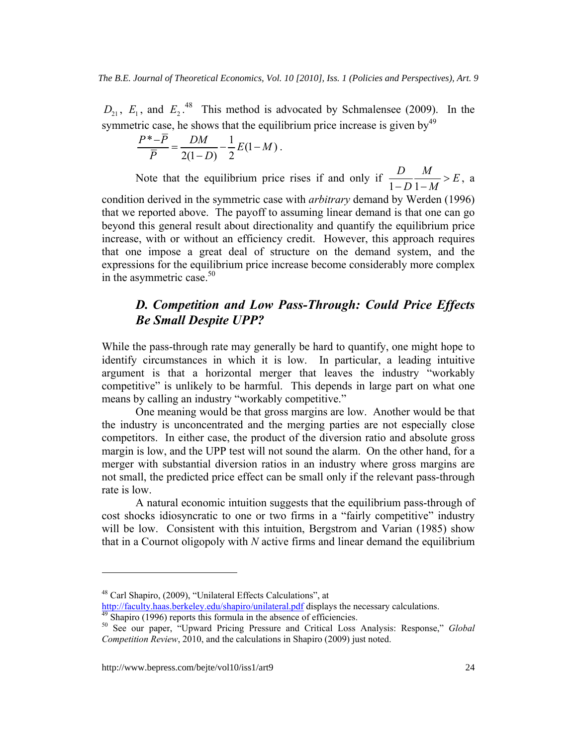$D_{21}$, $E_1$, and $E_2$.[48] This method is advocated by Schmalensee (2009). In the symmetric case, he shows that the equilibrium price increase is given by[49]

$$\frac{P^* - \bar{P}}{\bar{P}} = \frac{DM}{2(1-D)} - \frac{1}{2}E(1-M).$$

Note that the equilibrium price rises if and only if $\frac{D}{1-D}\frac{M}{1-M} > E$, a condition derived in the symmetric case with *arbitrary* demand by Werden (1996) that we reported above. The payoff to assuming linear demand is that one can go beyond this general result about directionality and quantify the equilibrium price increase, with or without an efficiency credit. However, this approach requires that one impose a great deal of structure on the demand system, and the expressions for the equilibrium price increase become considerably more complex in the asymmetric case.[50]

### *D. Competition and Low Pass-Through: Could Price Effects Be Small Despite UPP?*

While the pass-through rate may generally be hard to quantify, one might hope to identify circumstances in which it is low. In particular, a leading intuitive argument is that a horizontal merger that leaves the industry "workably competitive" is unlikely to be harmful. This depends in large part on what one means by calling an industry "workably competitive."

One meaning would be that gross margins are low. Another would be that the industry is unconcentrated and the merging parties are not especially close competitors. In either case, the product of the diversion ratio and absolute gross margin is low, and the UPP test will not sound the alarm. On the other hand, for a merger with substantial diversion ratios in an industry where gross margins are not small, the predicted price effect can be small only if the relevant pass-through rate is low.

A natural economic intuition suggests that the equilibrium pass-through of cost shocks idiosyncratic to one or two firms in a "fairly competitive" industry will be low. Consistent with this intuition, Bergstrom and Varian (1985) show that in a Cournot oligopoly with *N* active firms and linear demand the equilibrium

---

[48] Carl Shapiro, (2009), "Unilateral Effects Calculations", at http://faculty.haas.berkeley.edu/shapiro/unilateral.pdf displays the necessary calculations.

[49] Shapiro (1996) reports this formula in the absence of efficiencies.

[50] See our paper, "Upward Pricing Pressure and Critical Loss Analysis: Response," *Global Competition Review*, 2010, and the calculations in Shapiro (2009) just noted.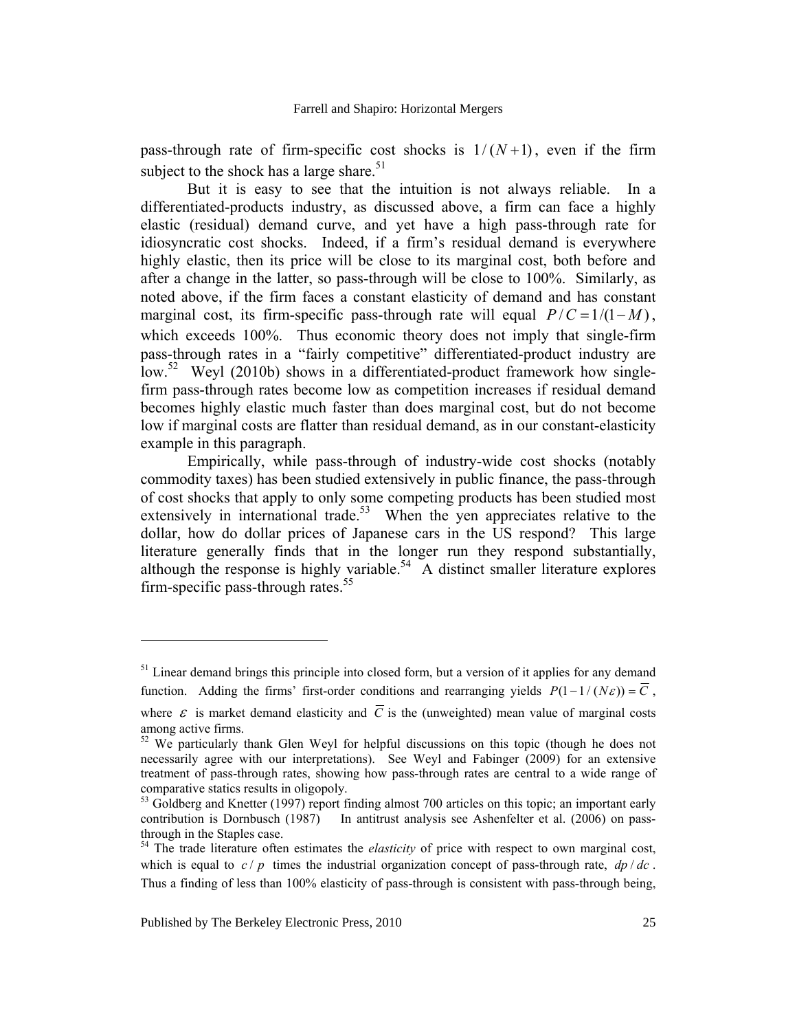pass-through rate of firm-specific cost shocks is $1/(N+1)$, even if the firm subject to the shock has a large share.[51]

But it is easy to see that the intuition is not always reliable. In a differentiated-products industry, as discussed above, a firm can face a highly elastic (residual) demand curve, and yet have a high pass-through rate for idiosyncratic cost shocks. Indeed, if a firm's residual demand is everywhere highly elastic, then its price will be close to its marginal cost, both before and after a change in the latter, so pass-through will be close to 100%. Similarly, as noted above, if the firm faces a constant elasticity of demand and has constant marginal cost, its firm-specific pass-through rate will equal $P/C = 1/(1-M)$, which exceeds 100%. Thus economic theory does not imply that single-firm pass-through rates in a "fairly competitive" differentiated-product industry are low.[52] Weyl (2010b) shows in a differentiated-product framework how single-firm pass-through rates become low as competition increases if residual demand becomes highly elastic much faster than does marginal cost, but do not become low if marginal costs are flatter than residual demand, as in our constant-elasticity example in this paragraph.

Empirically, while pass-through of industry-wide cost shocks (notably commodity taxes) has been studied extensively in public finance, the pass-through of cost shocks that apply to only some competing products has been studied most extensively in international trade.[53] When the yen appreciates relative to the dollar, how do dollar prices of Japanese cars in the US respond? This large literature generally finds that in the longer run they respond substantially, although the response is highly variable.[54] A distinct smaller literature explores firm-specific pass-through rates.[55]

---

[51] Linear demand brings this principle into closed form, but a version of it applies for any demand function. Adding the firms' first-order conditions and rearranging yields $P(1-1/(N\varepsilon)) = \overline{C}$, where $\varepsilon$ is market demand elasticity and $\overline{C}$ is the (unweighted) mean value of marginal costs among active firms.

[52] We particularly thank Glen Weyl for helpful discussions on this topic (though he does not necessarily agree with our interpretations). See Weyl and Fabinger (2009) for an extensive treatment of pass-through rates, showing how pass-through rates are central to a wide range of comparative statics results in oligopoly.

[53] Goldberg and Knetter (1997) report finding almost 700 articles on this topic; an important early contribution is Dornbusch (1987) In antitrust analysis see Ashenfelter et al. (2006) on pass-through in the Staples case.

[54] The trade literature often estimates the *elasticity* of price with respect to own marginal cost, which is equal to $c/p$ times the industrial organization concept of pass-through rate, $dp/dc$. Thus a finding of less than 100% elasticity of pass-through is consistent with pass-through being,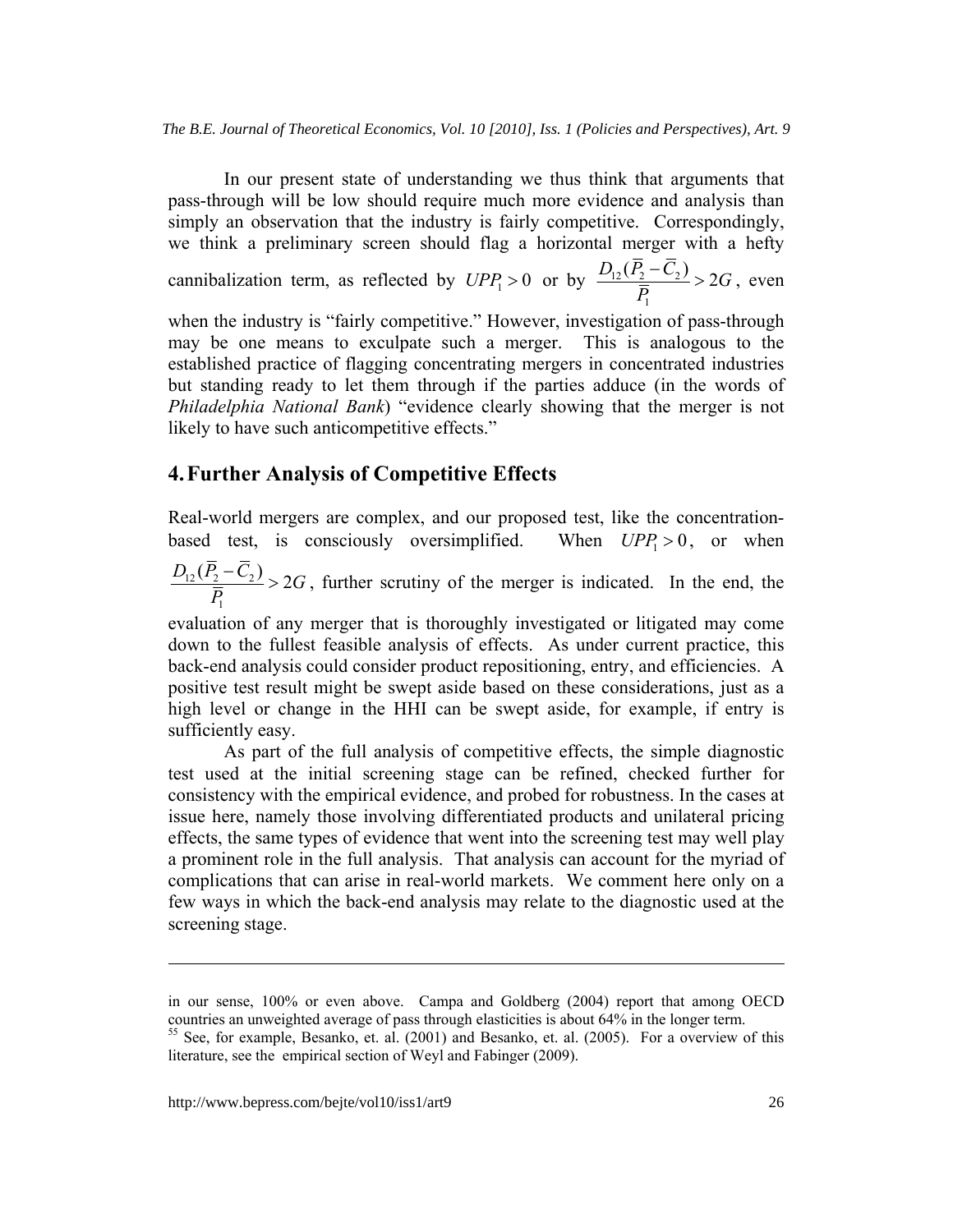In our present state of understanding we thus think that arguments that pass-through will be low should require much more evidence and analysis than simply an observation that the industry is fairly competitive. Correspondingly, we think a preliminary screen should flag a horizontal merger with a hefty cannibalization term, as reflected by $UPP_1 > 0$ or by $\frac{D_{12}(\bar{P}_2 - \bar{C}_2)}{\bar{P}_1} > 2G$, even when the industry is "fairly competitive." However, investigation of pass-through may be one means to exculpate such a merger. This is analogous to the established practice of flagging concentrating mergers in concentrated industries but standing ready to let them through if the parties adduce (in the words of *Philadelphia National Bank*) "evidence clearly showing that the merger is not likely to have such anticompetitive effects."

## 4. Further Analysis of Competitive Effects

Real-world mergers are complex, and our proposed test, like the concentration-based test, is consciously oversimplified. When $UPP_1 > 0$, or when $\frac{D_{12}(\bar{P}_2 - \bar{C}_2)}{\bar{P}_1} > 2G$, further scrutiny of the merger is indicated. In the end, the evaluation of any merger that is thoroughly investigated or litigated may come down to the fullest feasible analysis of effects. As under current practice, this back-end analysis could consider product repositioning, entry, and efficiencies. A positive test result might be swept aside based on these considerations, just as a high level or change in the HHI can be swept aside, for example, if entry is sufficiently easy.

As part of the full analysis of competitive effects, the simple diagnostic test used at the initial screening stage can be refined, checked further for consistency with the empirical evidence, and probed for robustness. In the cases at issue here, namely those involving differentiated products and unilateral pricing effects, the same types of evidence that went into the screening test may well play a prominent role in the full analysis. That analysis can account for the myriad of complications that can arise in real-world markets. We comment here only on a few ways in which the back-end analysis may relate to the diagnostic used at the screening stage.

---

in our sense, 100% or even above. Campa and Goldberg (2004) report that among OECD countries an unweighted average of pass through elasticities is about 64% in the longer term.

[55] See, for example, Besanko, et. al. (2001) and Besanko, et. al. (2005). For a overview of this literature, see the empirical section of Weyl and Fabinger (2009).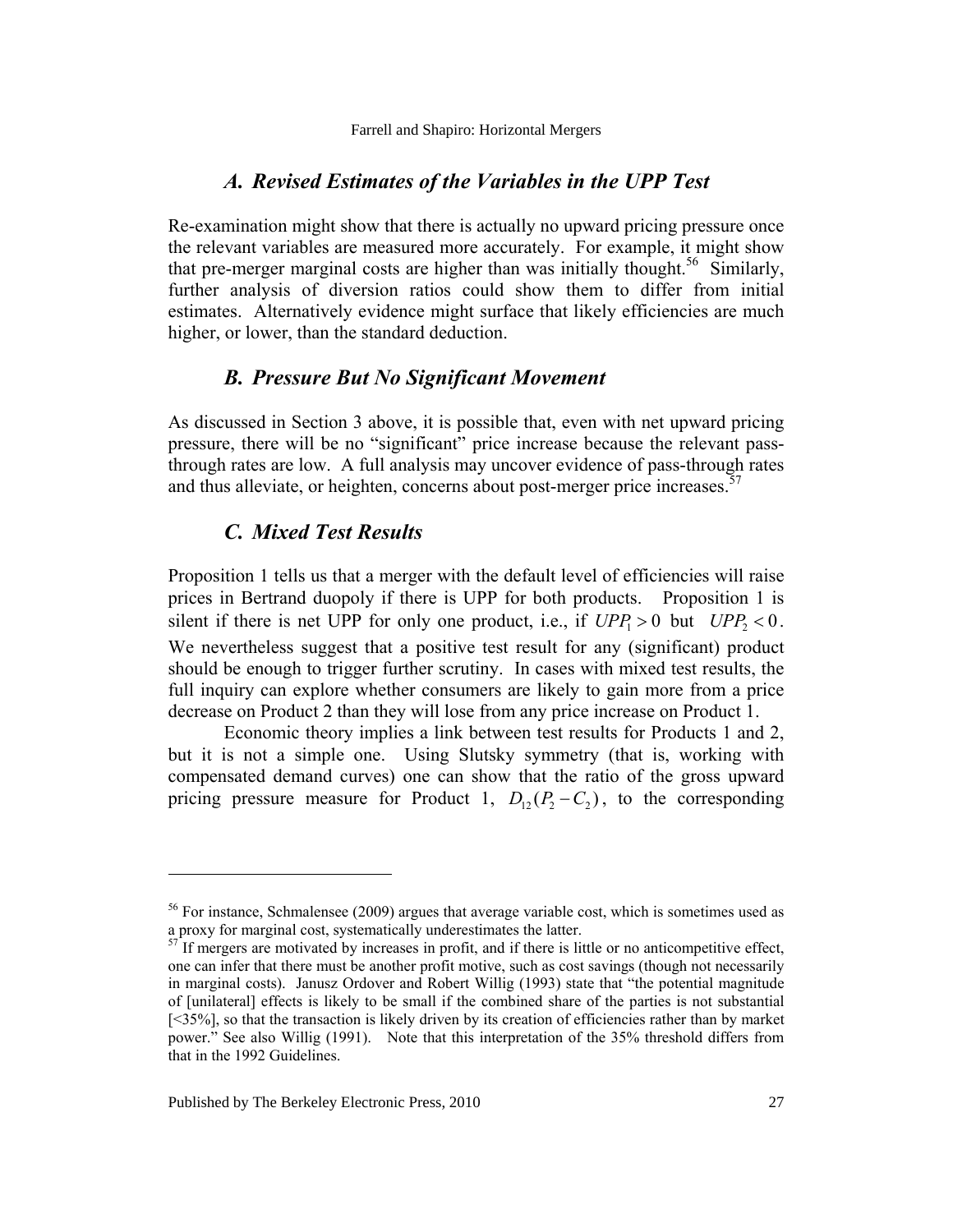### *A. Revised Estimates of the Variables in the UPP Test*

Re-examination might show that there is actually no upward pricing pressure once the relevant variables are measured more accurately. For example, it might show that pre-merger marginal costs are higher than was initially thought.[56] Similarly, further analysis of diversion ratios could show them to differ from initial estimates. Alternatively evidence might surface that likely efficiencies are much higher, or lower, than the standard deduction.

### *B. Pressure But No Significant Movement*

As discussed in Section 3 above, it is possible that, even with net upward pricing pressure, there will be no "significant" price increase because the relevant pass-through rates are low. A full analysis may uncover evidence of pass-through rates and thus alleviate, or heighten, concerns about post-merger price increases.[57]

### *C. Mixed Test Results*

Proposition 1 tells us that a merger with the default level of efficiencies will raise prices in Bertrand duopoly if there is UPP for both products. Proposition 1 is silent if there is net UPP for only one product, i.e., if $UPP_1 > 0$ but $UPP_2 < 0$. We nevertheless suggest that a positive test result for any (significant) product should be enough to trigger further scrutiny. In cases with mixed test results, the full inquiry can explore whether consumers are likely to gain more from a price decrease on Product 2 than they will lose from any price increase on Product 1.

Economic theory implies a link between test results for Products 1 and 2, but it is not a simple one. Using Slutsky symmetry (that is, working with compensated demand curves) one can show that the ratio of the gross upward pricing pressure measure for Product 1, $D_{12}(P_2 - C_2)$, to the corresponding

---

[56] For instance, Schmalensee (2009) argues that average variable cost, which is sometimes used as a proxy for marginal cost, systematically underestimates the latter.

[57] If mergers are motivated by increases in profit, and if there is little or no anticompetitive effect, one can infer that there must be another profit motive, such as cost savings (though not necessarily in marginal costs). Janusz Ordover and Robert Willig (1993) state that "the potential magnitude of [unilateral] effects is likely to be small if the combined share of the parties is not substantial [<35%], so that the transaction is likely driven by its creation of efficiencies rather than by market power." See also Willig (1991). Note that this interpretation of the 35% threshold differs from that in the 1992 Guidelines.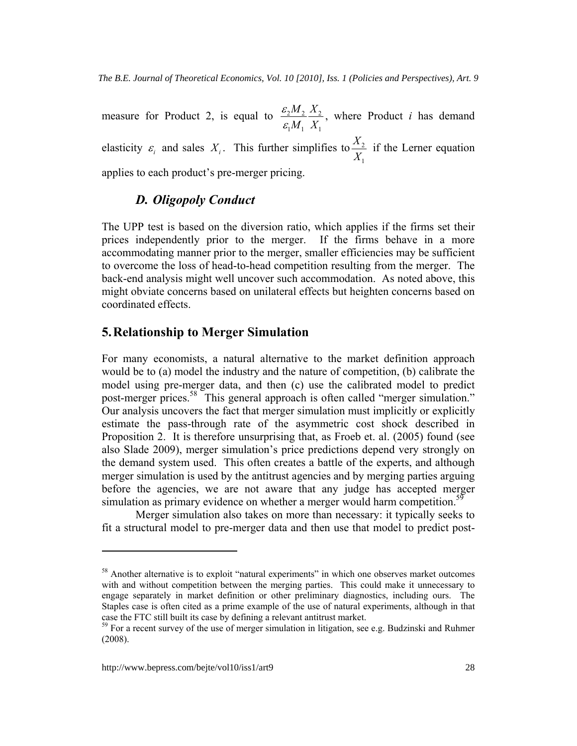measure for Product 2, is equal to $\frac{\varepsilon_2 M_2}{\varepsilon_1 M_1}\frac{X_2}{X_1}$, where Product $i$ has demand elasticity $\varepsilon_i$ and sales $X_i$. This further simplifies to $\frac{X_2}{X_1}$ if the Lerner equation applies to each product's pre-merger pricing.

### *D. Oligopoly Conduct*

The UPP test is based on the diversion ratio, which applies if the firms set their prices independently prior to the merger. If the firms behave in a more accommodating manner prior to the merger, smaller efficiencies may be sufficient to overcome the loss of head-to-head competition resulting from the merger. The back-end analysis might well uncover such accommodation. As noted above, this might obviate concerns based on unilateral effects but heighten concerns based on coordinated effects.

## 5. Relationship to Merger Simulation

For many economists, a natural alternative to the market definition approach would be to (a) model the industry and the nature of competition, (b) calibrate the model using pre-merger data, and then (c) use the calibrated model to predict post-merger prices.[58] This general approach is often called "merger simulation." Our analysis uncovers the fact that merger simulation must implicitly or explicitly estimate the pass-through rate of the asymmetric cost shock described in Proposition 2. It is therefore unsurprising that, as Froeb et. al. (2005) found (see also Slade 2009), merger simulation's price predictions depend very strongly on the demand system used. This often creates a battle of the experts, and although merger simulation is used by the antitrust agencies and by merging parties arguing before the agencies, we are not aware that any judge has accepted merger simulation as primary evidence on whether a merger would harm competition.[59]

Merger simulation also takes on more than necessary: it typically seeks to fit a structural model to pre-merger data and then use that model to predict post-

---

[58] Another alternative is to exploit "natural experiments" in which one observes market outcomes with and without competition between the merging parties. This could make it unnecessary to engage separately in market definition or other preliminary diagnostics, including ours. The Staples case is often cited as a prime example of the use of natural experiments, although in that case the FTC still built its case by defining a relevant antitrust market.

[59] For a recent survey of the use of merger simulation in litigation, see e.g. Budzinski and Ruhmer (2008).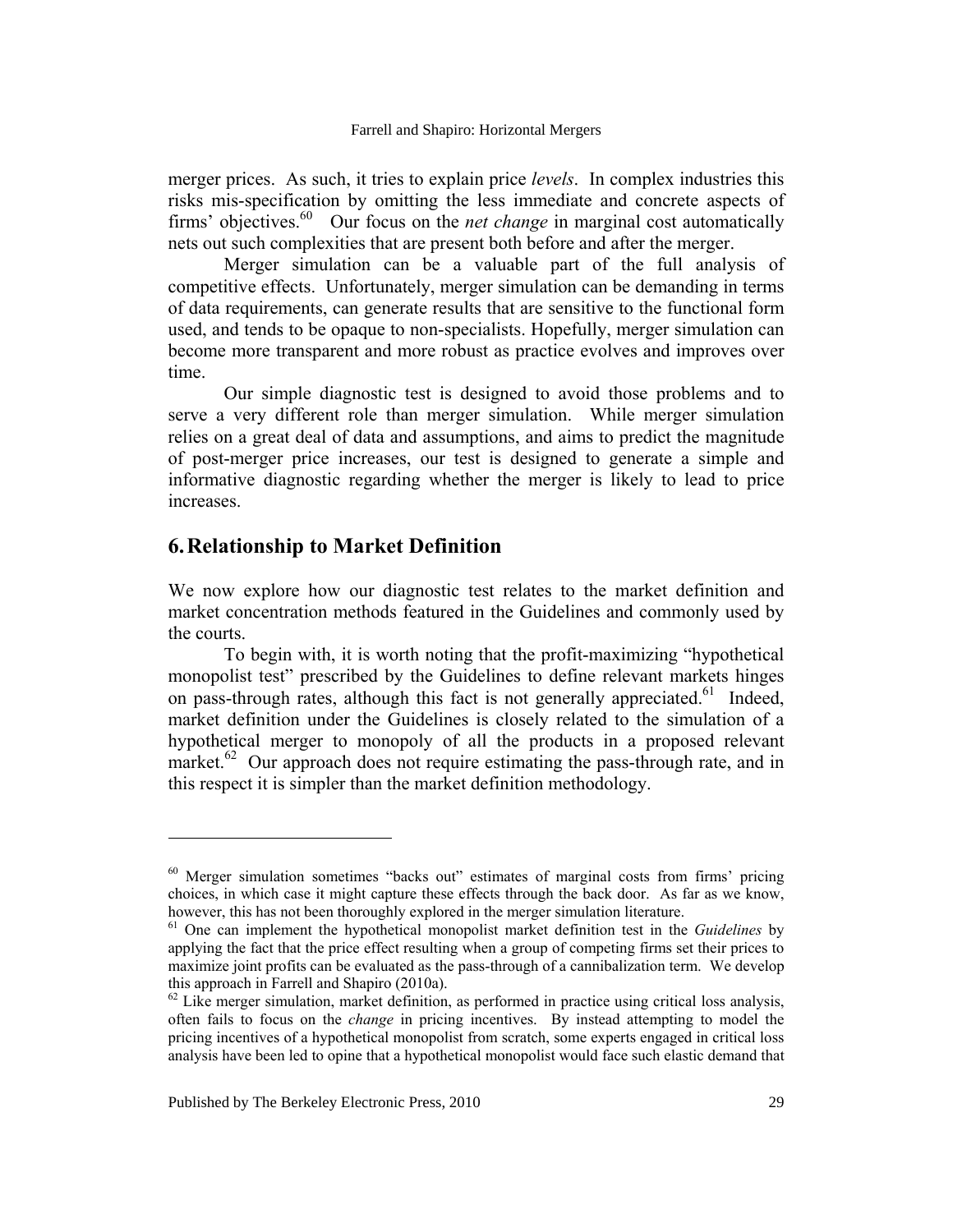merger prices. As such, it tries to explain price *levels*. In complex industries this risks mis-specification by omitting the less immediate and concrete aspects of firms' objectives.[60] Our focus on the *net change* in marginal cost automatically nets out such complexities that are present both before and after the merger.

Merger simulation can be a valuable part of the full analysis of competitive effects. Unfortunately, merger simulation can be demanding in terms of data requirements, can generate results that are sensitive to the functional form used, and tends to be opaque to non-specialists. Hopefully, merger simulation can become more transparent and more robust as practice evolves and improves over time.

Our simple diagnostic test is designed to avoid those problems and to serve a very different role than merger simulation. While merger simulation relies on a great deal of data and assumptions, and aims to predict the magnitude of post-merger price increases, our test is designed to generate a simple and informative diagnostic regarding whether the merger is likely to lead to price increases.

## 6. Relationship to Market Definition

We now explore how our diagnostic test relates to the market definition and market concentration methods featured in the Guidelines and commonly used by the courts.

To begin with, it is worth noting that the profit-maximizing "hypothetical monopolist test" prescribed by the Guidelines to define relevant markets hinges on pass-through rates, although this fact is not generally appreciated.[61] Indeed, market definition under the Guidelines is closely related to the simulation of a hypothetical merger to monopoly of all the products in a proposed relevant market.[62] Our approach does not require estimating the pass-through rate, and in this respect it is simpler than the market definition methodology.

---

[60] Merger simulation sometimes "backs out" estimates of marginal costs from firms' pricing choices, in which case it might capture these effects through the back door. As far as we know, however, this has not been thoroughly explored in the merger simulation literature.

[61] One can implement the hypothetical monopolist market definition test in the *Guidelines* by applying the fact that the price effect resulting when a group of competing firms set their prices to maximize joint profits can be evaluated as the pass-through of a cannibalization term. We develop this approach in Farrell and Shapiro (2010a).

[62] Like merger simulation, market definition, as performed in practice using critical loss analysis, often fails to focus on the *change* in pricing incentives. By instead attempting to model the pricing incentives of a hypothetical monopolist from scratch, some experts engaged in critical loss analysis have been led to opine that a hypothetical monopolist would face such elastic demand that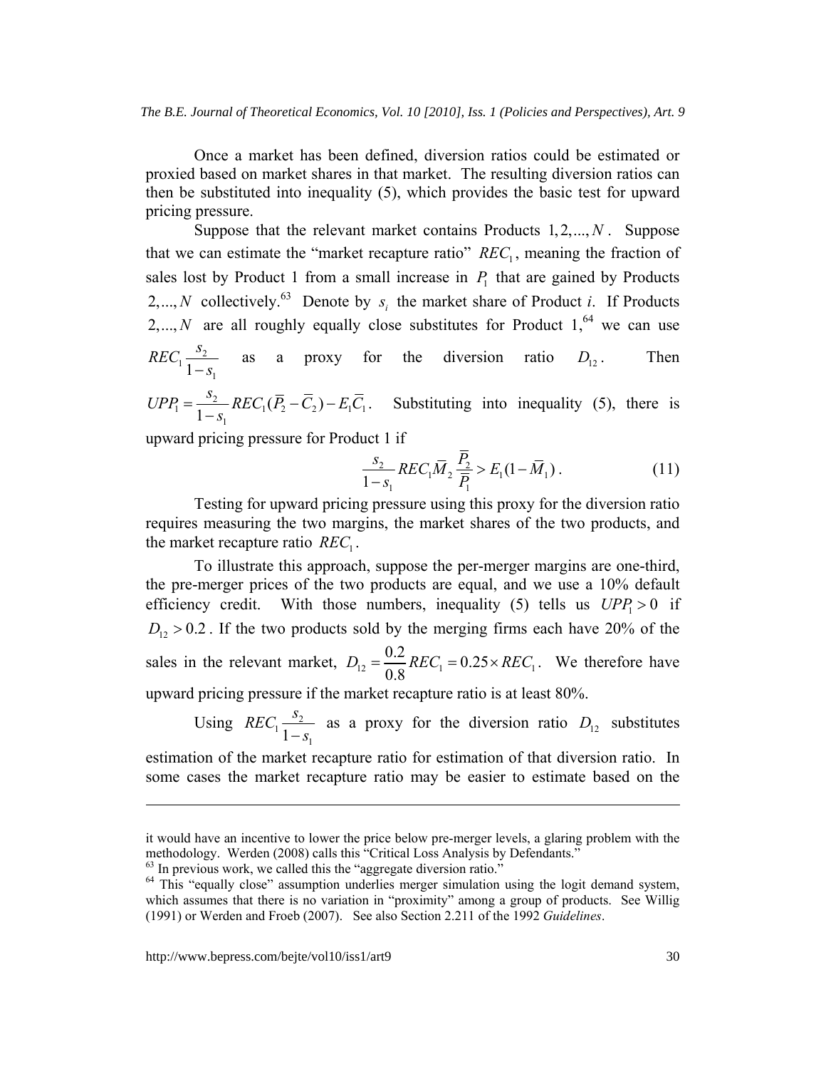Once a market has been defined, diversion ratios could be estimated or proxied based on market shares in that market. The resulting diversion ratios can then be substituted into inequality (5), which provides the basic test for upward pricing pressure.

Suppose that the relevant market contains Products $1, 2, ..., N$. Suppose that we can estimate the "market recapture ratio" $REC_1$, meaning the fraction of sales lost by Product 1 from a small increase in $P_1$ that are gained by Products $2, ..., N$ collectively.[63] Denote by $s_i$ the market share of Product *i*. If Products $2, ..., N$ are all roughly equally close substitutes for Product 1,[64] we can use $REC_1 \frac{s_2}{1-s_1}$ as a proxy for the diversion ratio $D_{12}$. Then $UPP_1 = \frac{s_2}{1-s_1} REC_1(\overline{P}_2 - \overline{C}_2) - E_1\overline{C}_1$. Substituting into inequality (5), there is upward pricing pressure for Product 1 if

$$\frac{s_2}{1-s_1} REC_1 \overline{M}_2 \frac{\overline{P}_2}{\overline{P}_1} > E_1(1 - \overline{M}_1). \quad (11)$$

Testing for upward pricing pressure using this proxy for the diversion ratio requires measuring the two margins, the market shares of the two products, and the market recapture ratio $REC_1$.

To illustrate this approach, suppose the per-merger margins are one-third, the pre-merger prices of the two products are equal, and we use a 10% default efficiency credit. With those numbers, inequality (5) tells us $UPP_1 > 0$ if $D_{12} > 0.2$. If the two products sold by the merging firms each have 20% of the sales in the relevant market, $D_{12} = \frac{0.2}{0.8} REC_1 = 0.25 \times REC_1$. We therefore have upward pricing pressure if the market recapture ratio is at least 80%.

Using $REC_1 \frac{s_2}{1-s_1}$ as a proxy for the diversion ratio $D_{12}$ substitutes estimation of the market recapture ratio for estimation of that diversion ratio. In some cases the market recapture ratio may be easier to estimate based on the

---

it would have an incentive to lower the price below pre-merger levels, a glaring problem with the methodology. Werden (2008) calls this "Critical Loss Analysis by Defendants."

[63] In previous work, we called this the "aggregate diversion ratio."

[64] This "equally close" assumption underlies merger simulation using the logit demand system, which assumes that there is no variation in "proximity" among a group of products. See Willig (1991) or Werden and Froeb (2007). See also Section 2.211 of the 1992 *Guidelines*.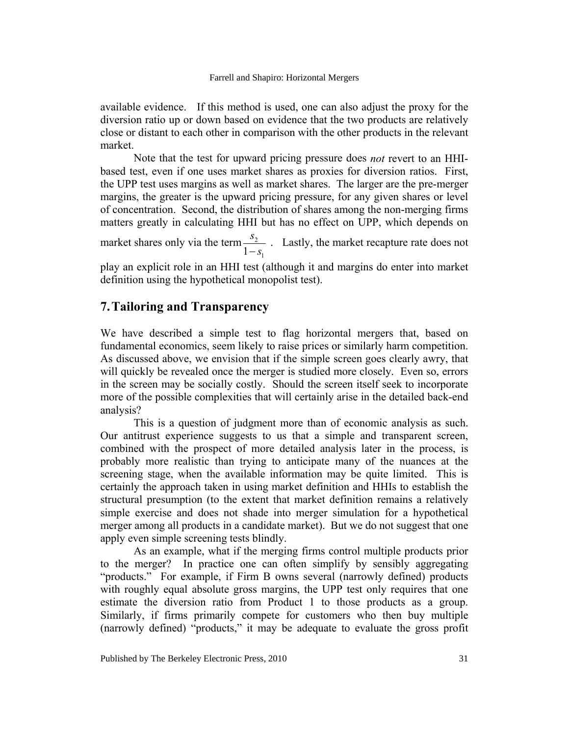available evidence. If this method is used, one can also adjust the proxy for the diversion ratio up or down based on evidence that the two products are relatively close or distant to each other in comparison with the other products in the relevant market.

Note that the test for upward pricing pressure does *not* revert to an HHI-based test, even if one uses market shares as proxies for diversion ratios. First, the UPP test uses margins as well as market shares. The larger are the pre-merger margins, the greater is the upward pricing pressure, for any given shares or level of concentration. Second, the distribution of shares among the non-merging firms matters greatly in calculating HHI but has no effect on UPP, which depends on market shares only via the term $\frac{s_2}{1-s_1}$. Lastly, the market recapture rate does not play an explicit role in an HHI test (although it and margins do enter into market definition using the hypothetical monopolist test).

## 7. Tailoring and Transparency

We have described a simple test to flag horizontal mergers that, based on fundamental economics, seem likely to raise prices or similarly harm competition. As discussed above, we envision that if the simple screen goes clearly awry, that will quickly be revealed once the merger is studied more closely. Even so, errors in the screen may be socially costly. Should the screen itself seek to incorporate more of the possible complexities that will certainly arise in the detailed back-end analysis?

This is a question of judgment more than of economic analysis as such. Our antitrust experience suggests to us that a simple and transparent screen, combined with the prospect of more detailed analysis later in the process, is probably more realistic than trying to anticipate many of the nuances at the screening stage, when the available information may be quite limited. This is certainly the approach taken in using market definition and HHIs to establish the structural presumption (to the extent that market definition remains a relatively simple exercise and does not shade into merger simulation for a hypothetical merger among all products in a candidate market). But we do not suggest that one apply even simple screening tests blindly.

As an example, what if the merging firms control multiple products prior to the merger? In practice one can often simplify by sensibly aggregating "products." For example, if Firm B owns several (narrowly defined) products with roughly equal absolute gross margins, the UPP test only requires that one estimate the diversion ratio from Product 1 to those products as a group. Similarly, if firms primarily compete for customers who then buy multiple (narrowly defined) "products," it may be adequate to evaluate the gross profit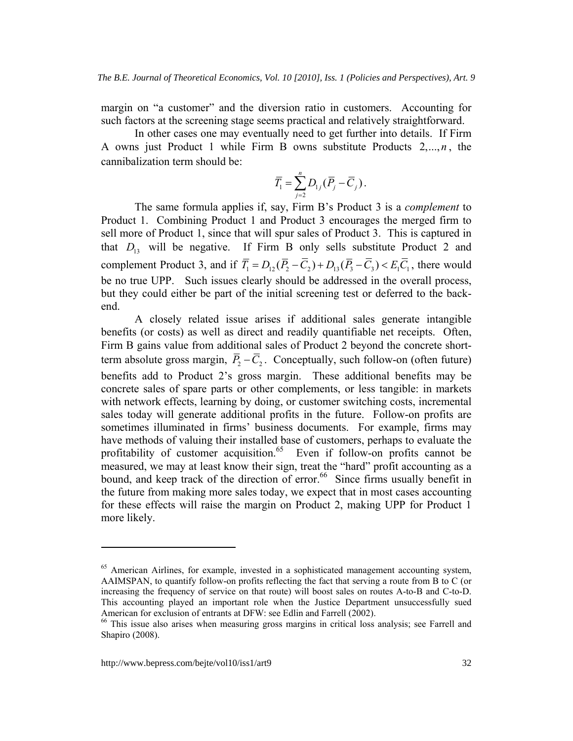margin on "a customer" and the diversion ratio in customers. Accounting for such factors at the screening stage seems practical and relatively straightforward.

In other cases one may eventually need to get further into details. If Firm A owns just Product 1 while Firm B owns substitute Products $2, ..., n$, the cannibalization term should be:

$$\overline{T}_1 = \sum_{j=2}^{n} D_{1j}(\overline{P}_j - \overline{C}_j).$$

The same formula applies if, say, Firm B's Product 3 is a *complement* to Product 1. Combining Product 1 and Product 3 encourages the merged firm to sell more of Product 1, since that will spur sales of Product 3. This is captured in that $D_{13}$ will be negative. If Firm B only sells substitute Product 2 and complement Product 3, and if $\overline{T}_1 = D_{12}(\overline{P}_2 - \overline{C}_2) + D_{13}(\overline{P}_3 - \overline{C}_3) < E_1\overline{C}_1$, there would be no true UPP. Such issues clearly should be addressed in the overall process, but they could either be part of the initial screening test or deferred to the back-end.

A closely related issue arises if additional sales generate intangible benefits (or costs) as well as direct and readily quantifiable net receipts. Often, Firm B gains value from additional sales of Product 2 beyond the concrete short-term absolute gross margin, $\overline{P}_2 - \overline{C}_2$. Conceptually, such follow-on (often future) benefits add to Product 2's gross margin. These additional benefits may be concrete sales of spare parts or other complements, or less tangible: in markets with network effects, learning by doing, or customer switching costs, incremental sales today will generate additional profits in the future. Follow-on profits are sometimes illuminated in firms' business documents. For example, firms may have methods of valuing their installed base of customers, perhaps to evaluate the profitability of customer acquisition.[65] Even if follow-on profits cannot be measured, we may at least know their sign, treat the "hard" profit accounting as a bound, and keep track of the direction of error.[66] Since firms usually benefit in the future from making more sales today, we expect that in most cases accounting for these effects will raise the margin on Product 2, making UPP for Product 1 more likely.

---

[65] American Airlines, for example, invested in a sophisticated management accounting system, AAIMSPAN, to quantify follow-on profits reflecting the fact that serving a route from B to C (or increasing the frequency of service on that route) will boost sales on routes A-to-B and C-to-D. This accounting played an important role when the Justice Department unsuccessfully sued American for exclusion of entrants at DFW: see Edlin and Farrell (2002).

[66] This issue also arises when measuring gross margins in critical loss analysis; see Farrell and Shapiro (2008).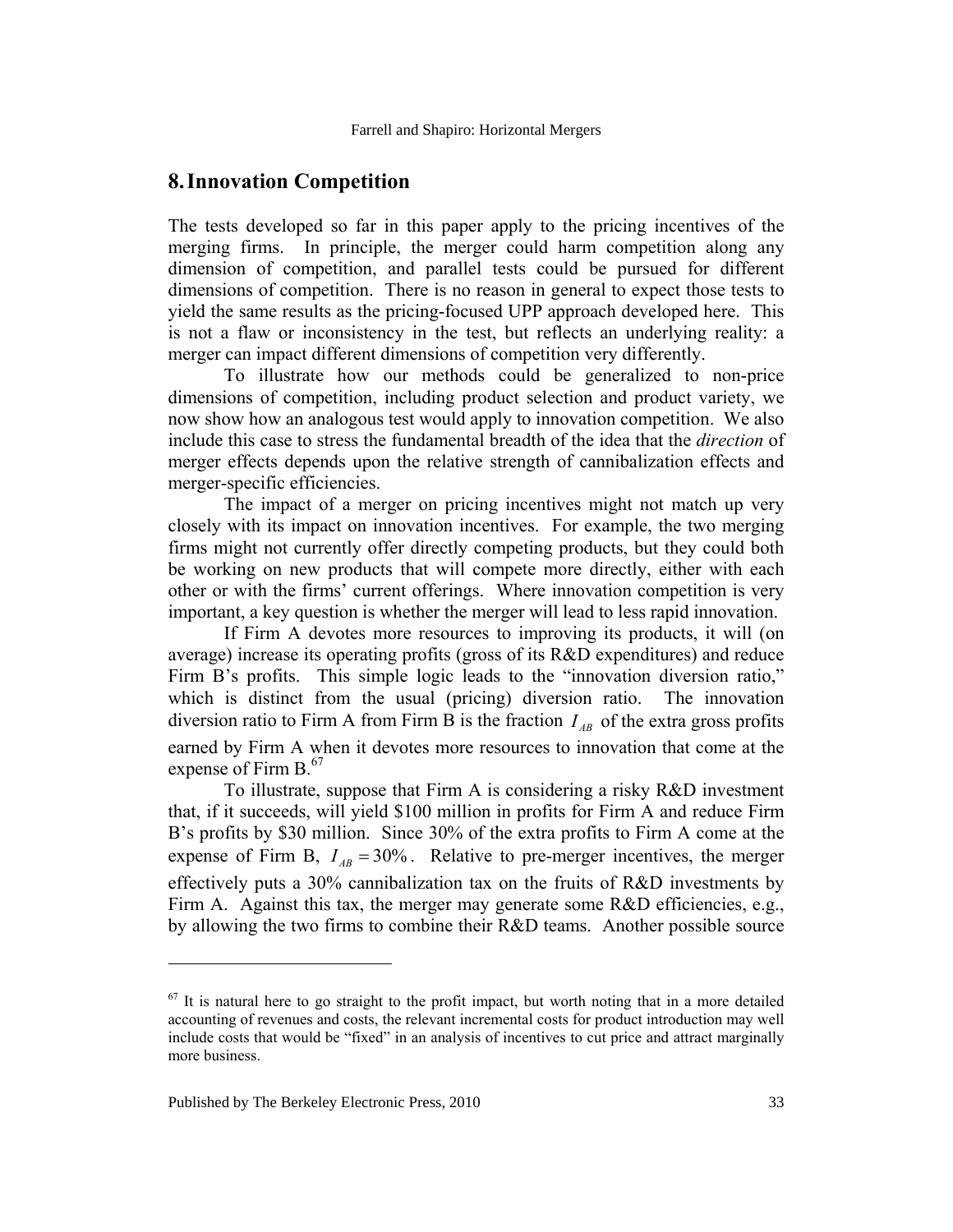## 8. Innovation Competition

The tests developed so far in this paper apply to the pricing incentives of the merging firms. In principle, the merger could harm competition along any dimension of competition, and parallel tests could be pursued for different dimensions of competition. There is no reason in general to expect those tests to yield the same results as the pricing-focused UPP approach developed here. This is not a flaw or inconsistency in the test, but reflects an underlying reality: a merger can impact different dimensions of competition very differently.

To illustrate how our methods could be generalized to non-price dimensions of competition, including product selection and product variety, we now show how an analogous test would apply to innovation competition. We also include this case to stress the fundamental breadth of the idea that the *direction* of merger effects depends upon the relative strength of cannibalization effects and merger-specific efficiencies.

The impact of a merger on pricing incentives might not match up very closely with its impact on innovation incentives. For example, the two merging firms might not currently offer directly competing products, but they could both be working on new products that will compete more directly, either with each other or with the firms' current offerings. Where innovation competition is very important, a key question is whether the merger will lead to less rapid innovation.

If Firm A devotes more resources to improving its products, it will (on average) increase its operating profits (gross of its R&D expenditures) and reduce Firm B's profits. This simple logic leads to the "innovation diversion ratio," which is distinct from the usual (pricing) diversion ratio. The innovation diversion ratio to Firm A from Firm B is the fraction $I_{AB}$ of the extra gross profits earned by Firm A when it devotes more resources to innovation that come at the expense of Firm B.[67]

To illustrate, suppose that Firm A is considering a risky R&D investment that, if it succeeds, will yield \$100 million in profits for Firm A and reduce Firm B's profits by \$30 million. Since 30% of the extra profits to Firm A come at the expense of Firm B, $I_{AB} = 30\%$. Relative to pre-merger incentives, the merger effectively puts a 30% cannibalization tax on the fruits of R&D investments by Firm A. Against this tax, the merger may generate some R&D efficiencies, e.g., by allowing the two firms to combine their R&D teams. Another possible source

[67] It is natural here to go straight to the profit impact, but worth noting that in a more detailed accounting of revenues and costs, the relevant incremental costs for product introduction may well include costs that would be "fixed" in an analysis of incentives to cut price and attract marginally more business.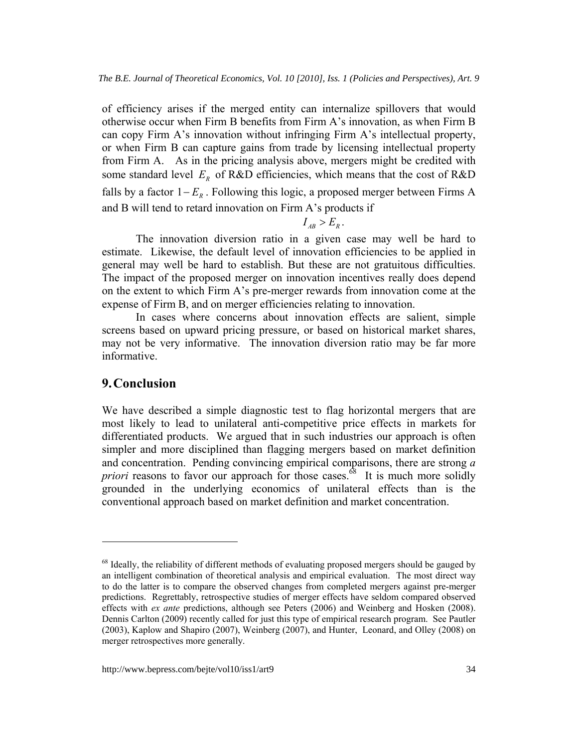of efficiency arises if the merged entity can internalize spillovers that would otherwise occur when Firm B benefits from Firm A's innovation, as when Firm B can copy Firm A's innovation without infringing Firm A's intellectual property, or when Firm B can capture gains from trade by licensing intellectual property from Firm A. As in the pricing analysis above, mergers might be credited with some standard level $E_R$ of R&D efficiencies, which means that the cost of R&D falls by a factor $1-E_R$. Following this logic, a proposed merger between Firms A and B will tend to retard innovation on Firm A's products if

$$I_{AB} > E_R.$$

The innovation diversion ratio in a given case may well be hard to estimate. Likewise, the default level of innovation efficiencies to be applied in general may well be hard to establish. But these are not gratuitous difficulties. The impact of the proposed merger on innovation incentives really does depend on the extent to which Firm A's pre-merger rewards from innovation come at the expense of Firm B, and on merger efficiencies relating to innovation.

In cases where concerns about innovation effects are salient, simple screens based on upward pricing pressure, or based on historical market shares, may not be very informative. The innovation diversion ratio may be far more informative.

## 9. Conclusion

We have described a simple diagnostic test to flag horizontal mergers that are most likely to lead to unilateral anti-competitive price effects in markets for differentiated products. We argued that in such industries our approach is often simpler and more disciplined than flagging mergers based on market definition and concentration. Pending convincing empirical comparisons, there are strong *a priori* reasons to favor our approach for those cases.[68] It is much more solidly grounded in the underlying economics of unilateral effects than is the conventional approach based on market definition and market concentration.

---

[68] Ideally, the reliability of different methods of evaluating proposed mergers should be gauged by an intelligent combination of theoretical analysis and empirical evaluation. The most direct way to do the latter is to compare the observed changes from completed mergers against pre-merger predictions. Regrettably, retrospective studies of merger effects have seldom compared observed effects with *ex ante* predictions, although see Peters (2006) and Weinberg and Hosken (2008). Dennis Carlton (2009) recently called for just this type of empirical research program. See Pautler (2003), Kaplow and Shapiro (2007), Weinberg (2007), and Hunter, Leonard, and Olley (2008) on merger retrospectives more generally.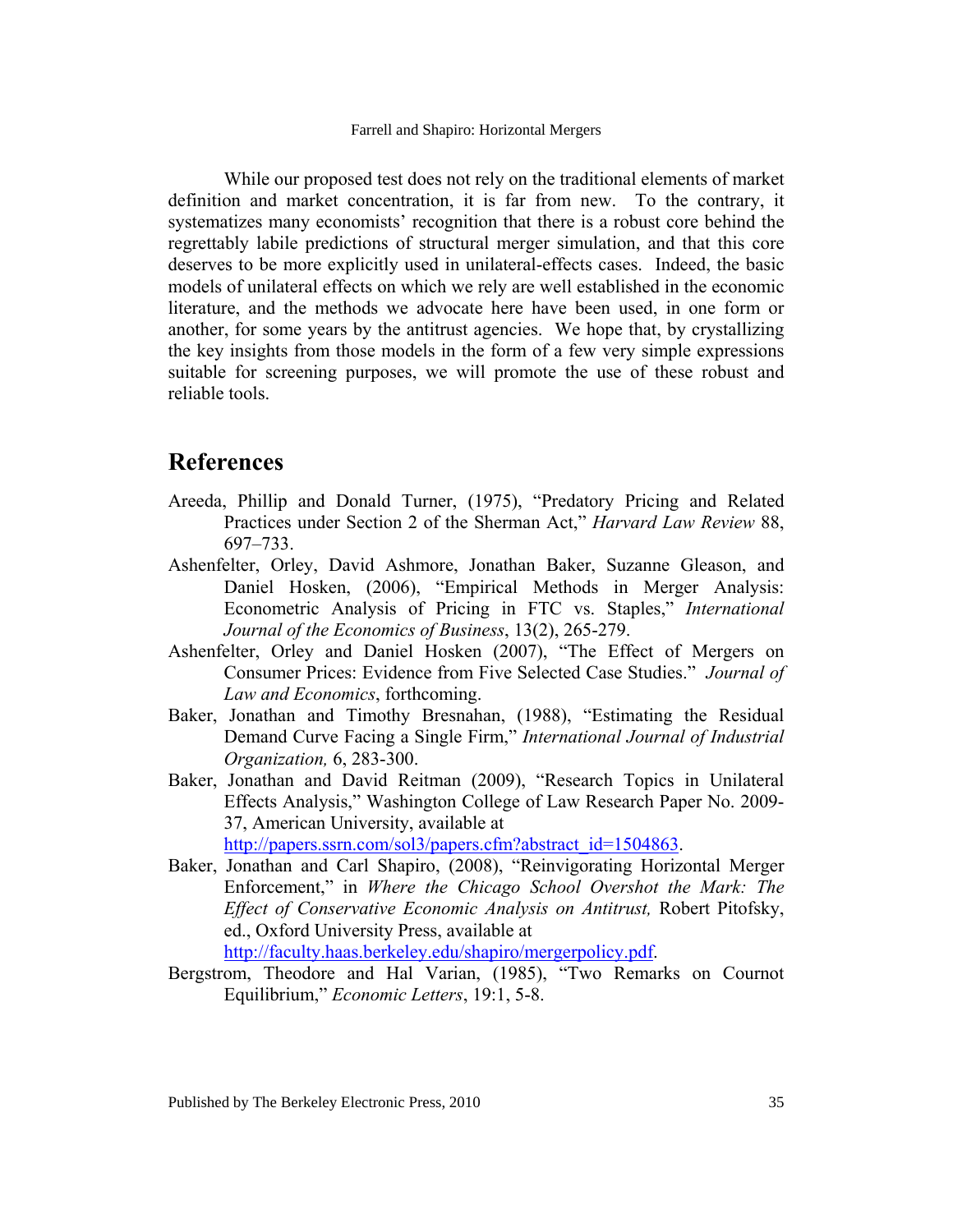While our proposed test does not rely on the traditional elements of market definition and market concentration, it is far from new. To the contrary, it systematizes many economists' recognition that there is a robust core behind the regrettably labile predictions of structural merger simulation, and that this core deserves to be more explicitly used in unilateral-effects cases. Indeed, the basic models of unilateral effects on which we rely are well established in the economic literature, and the methods we advocate here have been used, in one form or another, for some years by the antitrust agencies. We hope that, by crystallizing the key insights from those models in the form of a few very simple expressions suitable for screening purposes, we will promote the use of these robust and reliable tools.

## References

Areeda, Phillip and Donald Turner, (1975), "Predatory Pricing and Related Practices under Section 2 of the Sherman Act," *Harvard Law Review* 88, 697–733.

Ashenfelter, Orley, David Ashmore, Jonathan Baker, Suzanne Gleason, and Daniel Hosken, (2006), "Empirical Methods in Merger Analysis: Econometric Analysis of Pricing in FTC vs. Staples," *International Journal of the Economics of Business*, 13(2), 265-279.

Ashenfelter, Orley and Daniel Hosken (2007), "The Effect of Mergers on Consumer Prices: Evidence from Five Selected Case Studies." *Journal of Law and Economics*, forthcoming.

Baker, Jonathan and Timothy Bresnahan, (1988), "Estimating the Residual Demand Curve Facing a Single Firm," *International Journal of Industrial Organization,* 6, 283-300.

Baker, Jonathan and David Reitman (2009), "Research Topics in Unilateral Effects Analysis," Washington College of Law Research Paper No. 2009-37, American University, available at http://papers.ssrn.com/sol3/papers.cfm?abstract_id=1504863.

Baker, Jonathan and Carl Shapiro, (2008), "Reinvigorating Horizontal Merger Enforcement," in *Where the Chicago School Overshot the Mark: The Effect of Conservative Economic Analysis on Antitrust,* Robert Pitofsky, ed., Oxford University Press, available at http://faculty.haas.berkeley.edu/shapiro/mergerpolicy.pdf.

Bergstrom, Theodore and Hal Varian, (1985), "Two Remarks on Cournot Equilibrium," *Economic Letters*, 19:1, 5-8.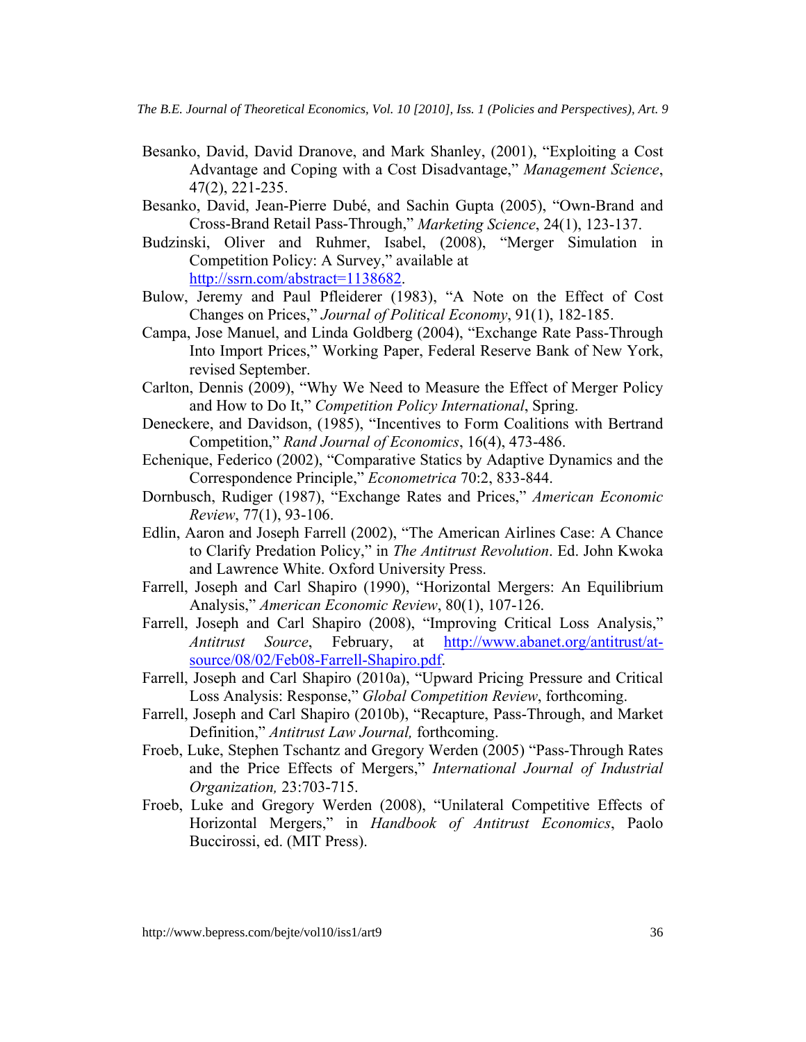Besanko, David, David Dranove, and Mark Shanley, (2001), "Exploiting a Cost Advantage and Coping with a Cost Disadvantage," *Management Science*, 47(2), 221-235.

Besanko, David, Jean-Pierre Dubé, and Sachin Gupta (2005), "Own-Brand and Cross-Brand Retail Pass-Through," *Marketing Science*, 24(1), 123-137.

Budzinski, Oliver and Ruhmer, Isabel, (2008), "Merger Simulation in Competition Policy: A Survey," available at http://ssrn.com/abstract=1138682.

Bulow, Jeremy and Paul Pfleiderer (1983), "A Note on the Effect of Cost Changes on Prices," *Journal of Political Economy*, 91(1), 182-185.

Campa, Jose Manuel, and Linda Goldberg (2004), "Exchange Rate Pass-Through Into Import Prices," Working Paper, Federal Reserve Bank of New York, revised September.

Carlton, Dennis (2009), "Why We Need to Measure the Effect of Merger Policy and How to Do It," *Competition Policy International*, Spring.

Deneckere, and Davidson, (1985), "Incentives to Form Coalitions with Bertrand Competition," *Rand Journal of Economics*, 16(4), 473-486.

Echenique, Federico (2002), "Comparative Statics by Adaptive Dynamics and the Correspondence Principle," *Econometrica* 70:2, 833-844.

Dornbusch, Rudiger (1987), "Exchange Rates and Prices," *American Economic Review*, 77(1), 93-106.

Edlin, Aaron and Joseph Farrell (2002), "The American Airlines Case: A Chance to Clarify Predation Policy," in *The Antitrust Revolution*. Ed. John Kwoka and Lawrence White. Oxford University Press.

Farrell, Joseph and Carl Shapiro (1990), "Horizontal Mergers: An Equilibrium Analysis," *American Economic Review*, 80(1), 107-126.

Farrell, Joseph and Carl Shapiro (2008), "Improving Critical Loss Analysis," *Antitrust Source*, February, at http://www.abanet.org/antitrust/at-source/08/02/Feb08-Farrell-Shapiro.pdf.

Farrell, Joseph and Carl Shapiro (2010a), "Upward Pricing Pressure and Critical Loss Analysis: Response," *Global Competition Review*, forthcoming.

Farrell, Joseph and Carl Shapiro (2010b), "Recapture, Pass-Through, and Market Definition," *Antitrust Law Journal,* forthcoming.

Froeb, Luke, Stephen Tschantz and Gregory Werden (2005) "Pass-Through Rates and the Price Effects of Mergers," *International Journal of Industrial Organization,* 23:703-715.

Froeb, Luke and Gregory Werden (2008), "Unilateral Competitive Effects of Horizontal Mergers," in *Handbook of Antitrust Economics*, Paolo Buccirossi, ed. (MIT Press).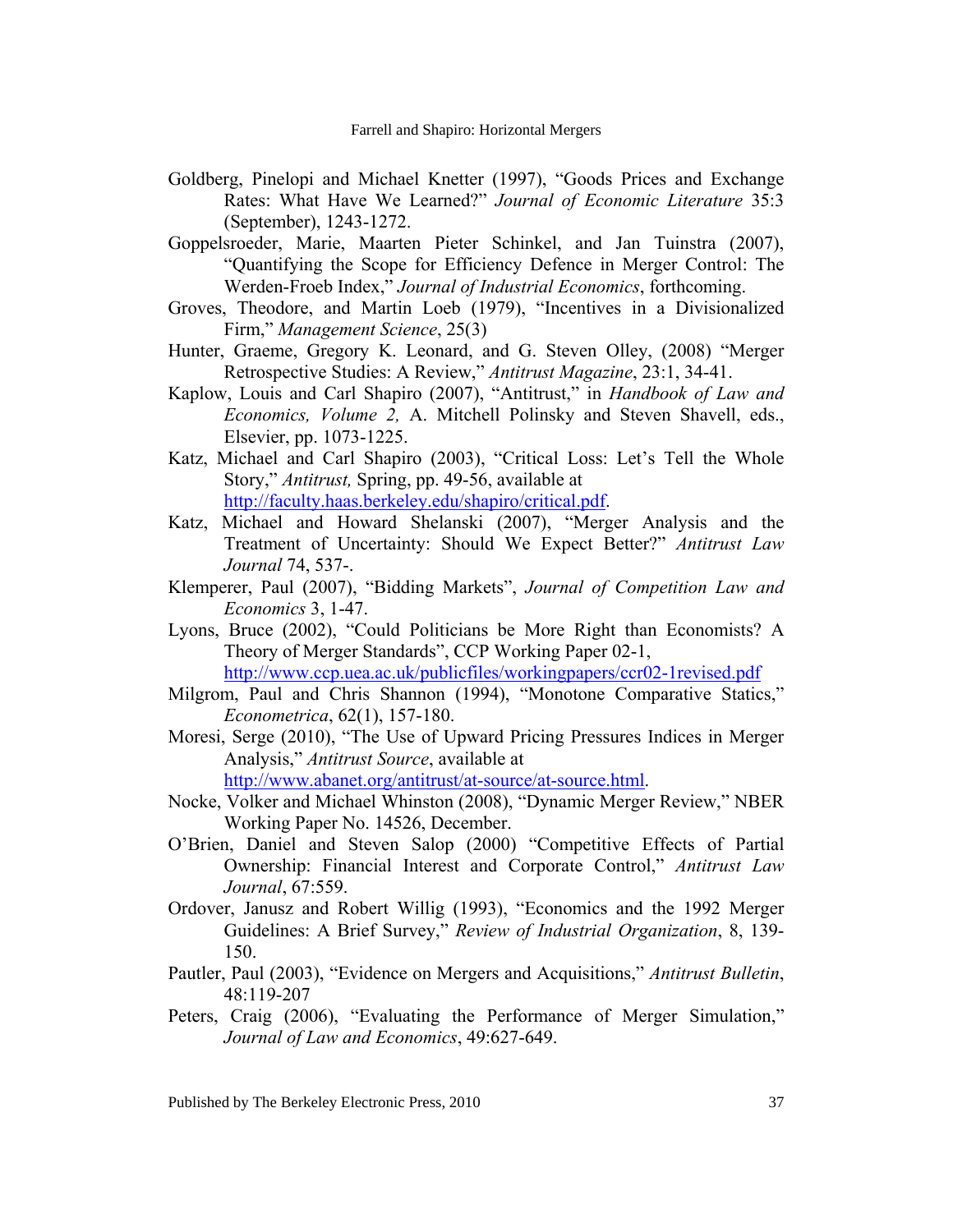Goldberg, Pinelopi and Michael Knetter (1997), "Goods Prices and Exchange Rates: What Have We Learned?" *Journal of Economic Literature* 35:3 (September), 1243-1272.

Goppelsroeder, Marie, Maarten Pieter Schinkel, and Jan Tuinstra (2007), "Quantifying the Scope for Efficiency Defence in Merger Control: The Werden-Froeb Index," *Journal of Industrial Economics*, forthcoming.

Groves, Theodore, and Martin Loeb (1979), "Incentives in a Divisionalized Firm," *Management Science*, 25(3)

Hunter, Graeme, Gregory K. Leonard, and G. Steven Olley, (2008) "Merger Retrospective Studies: A Review," *Antitrust Magazine*, 23:1, 34-41.

Kaplow, Louis and Carl Shapiro (2007), "Antitrust," in *Handbook of Law and Economics, Volume 2,* A. Mitchell Polinsky and Steven Shavell, eds., Elsevier, pp. 1073-1225.

Katz, Michael and Carl Shapiro (2003), "Critical Loss: Let's Tell the Whole Story," *Antitrust,* Spring, pp. 49-56, available at http://faculty.haas.berkeley.edu/shapiro/critical.pdf.

Katz, Michael and Howard Shelanski (2007), "Merger Analysis and the Treatment of Uncertainty: Should We Expect Better?" *Antitrust Law Journal* 74, 537-.

Klemperer, Paul (2007), "Bidding Markets", *Journal of Competition Law and Economics* 3, 1-47.

Lyons, Bruce (2002), "Could Politicians be More Right than Economists? A Theory of Merger Standards", CCP Working Paper 02-1, http://www.ccp.uea.ac.uk/publicfiles/workingpapers/ccr02-1revised.pdf

Milgrom, Paul and Chris Shannon (1994), "Monotone Comparative Statics," *Econometrica*, 62(1), 157-180.

Moresi, Serge (2010), "The Use of Upward Pricing Pressures Indices in Merger Analysis," *Antitrust Source*, available at http://www.abanet.org/antitrust/at-source/at-source.html.

Nocke, Volker and Michael Whinston (2008), "Dynamic Merger Review," NBER Working Paper No. 14526, December.

O'Brien, Daniel and Steven Salop (2000) "Competitive Effects of Partial Ownership: Financial Interest and Corporate Control," *Antitrust Law Journal*, 67:559.

Ordover, Janusz and Robert Willig (1993), "Economics and the 1992 Merger Guidelines: A Brief Survey," *Review of Industrial Organization*, 8, 139-150.

Pautler, Paul (2003), "Evidence on Mergers and Acquisitions," *Antitrust Bulletin*, 48:119-207

Peters, Craig (2006), "Evaluating the Performance of Merger Simulation," *Journal of Law and Economics*, 49:627-649.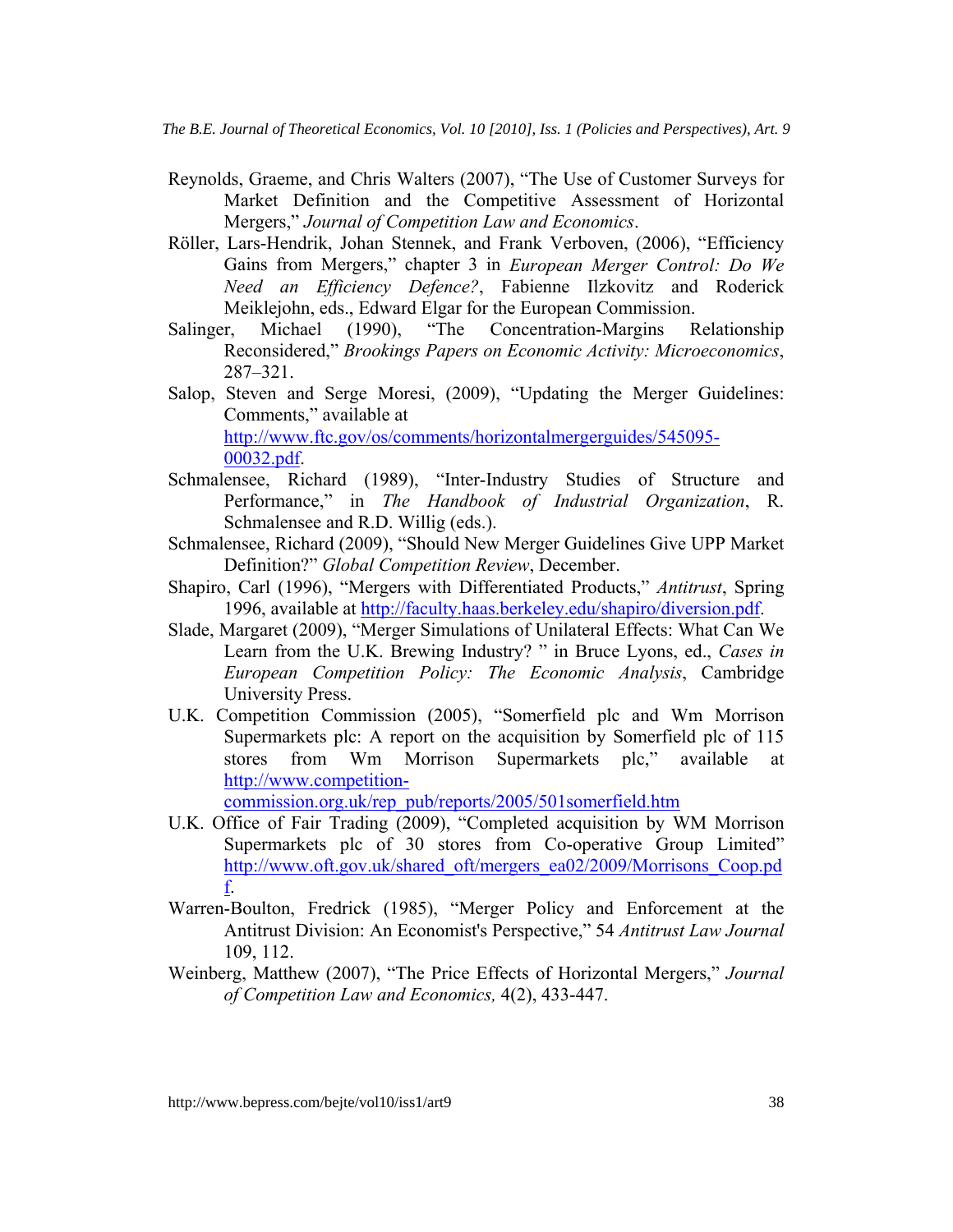Reynolds, Graeme, and Chris Walters (2007), "The Use of Customer Surveys for Market Definition and the Competitive Assessment of Horizontal Mergers," *Journal of Competition Law and Economics*.

Röller, Lars-Hendrik, Johan Stennek, and Frank Verboven, (2006), "Efficiency Gains from Mergers," chapter 3 in *European Merger Control: Do We Need an Efficiency Defence?*, Fabienne Ilzkovitz and Roderick Meiklejohn, eds., Edward Elgar for the European Commission.

Salinger, Michael (1990), "The Concentration-Margins Relationship Reconsidered," *Brookings Papers on Economic Activity: Microeconomics*, 287–321.

Salop, Steven and Serge Moresi, (2009), "Updating the Merger Guidelines: Comments," available at http://www.ftc.gov/os/comments/horizontalmergerguides/545095-00032.pdf.

Schmalensee, Richard (1989), "Inter-Industry Studies of Structure and Performance," in *The Handbook of Industrial Organization*, R. Schmalensee and R.D. Willig (eds.).

Schmalensee, Richard (2009), "Should New Merger Guidelines Give UPP Market Definition?" *Global Competition Review*, December.

Shapiro, Carl (1996), "Mergers with Differentiated Products," *Antitrust*, Spring 1996, available at http://faculty.haas.berkeley.edu/shapiro/diversion.pdf.

Slade, Margaret (2009), "Merger Simulations of Unilateral Effects: What Can We Learn from the U.K. Brewing Industry? " in Bruce Lyons, ed., *Cases in European Competition Policy: The Economic Analysis*, Cambridge University Press.

U.K. Competition Commission (2005), "Somerfield plc and Wm Morrison Supermarkets plc: A report on the acquisition by Somerfield plc of 115 stores from Wm Morrison Supermarkets plc," available at http://www.competition-commission.org.uk/rep_pub/reports/2005/501somerfield.htm

U.K. Office of Fair Trading (2009), "Completed acquisition by WM Morrison Supermarkets plc of 30 stores from Co-operative Group Limited" http://www.oft.gov.uk/shared_oft/mergers_ea02/2009/Morrisons_Coop.pdf.

Warren-Boulton, Fredrick (1985), "Merger Policy and Enforcement at the Antitrust Division: An Economist's Perspective," 54 *Antitrust Law Journal* 109, 112.

Weinberg, Matthew (2007), "The Price Effects of Horizontal Mergers," *Journal of Competition Law and Economics,* 4(2), 433-447.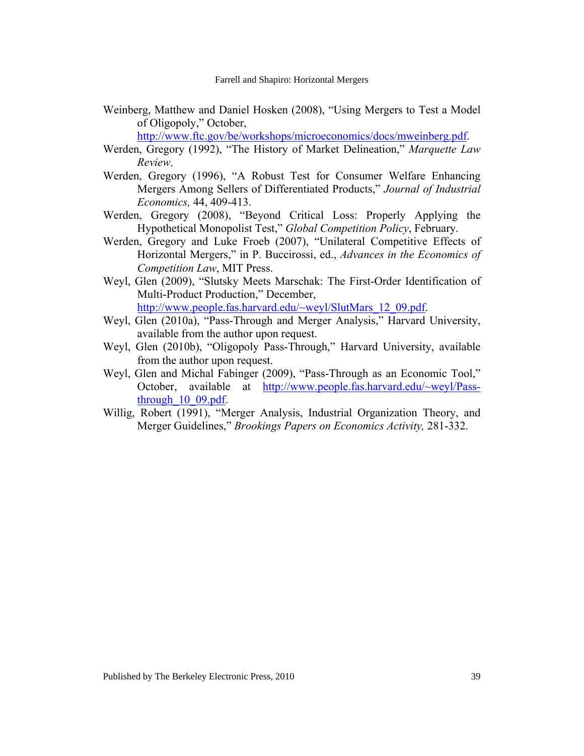Weinberg, Matthew and Daniel Hosken (2008), "Using Mergers to Test a Model of Oligopoly," October, http://www.ftc.gov/be/workshops/microeconomics/docs/mweinberg.pdf.

Werden, Gregory (1992), "The History of Market Delineation," *Marquette Law Review*.

Werden, Gregory (1996), "A Robust Test for Consumer Welfare Enhancing Mergers Among Sellers of Differentiated Products," *Journal of Industrial Economics,* 44, 409-413.

Werden, Gregory (2008), "Beyond Critical Loss: Properly Applying the Hypothetical Monopolist Test," *Global Competition Policy*, February.

Werden, Gregory and Luke Froeb (2007), "Unilateral Competitive Effects of Horizontal Mergers," in P. Buccirossi, ed., *Advances in the Economics of Competition Law*, MIT Press.

Weyl, Glen (2009), "Slutsky Meets Marschak: The First-Order Identification of Multi-Product Production," December, http://www.people.fas.harvard.edu/~weyl/SlutMars_12_09.pdf.

Weyl, Glen (2010a), "Pass-Through and Merger Analysis," Harvard University, available from the author upon request.

Weyl, Glen (2010b), "Oligopoly Pass-Through," Harvard University, available from the author upon request.

Weyl, Glen and Michal Fabinger (2009), "Pass-Through as an Economic Tool," October, available at http://www.people.fas.harvard.edu/~weyl/Pass-through_10_09.pdf.

Willig, Robert (1991), "Merger Analysis, Industrial Organization Theory, and Merger Guidelines," *Brookings Papers on Economics Activity,* 281-332.